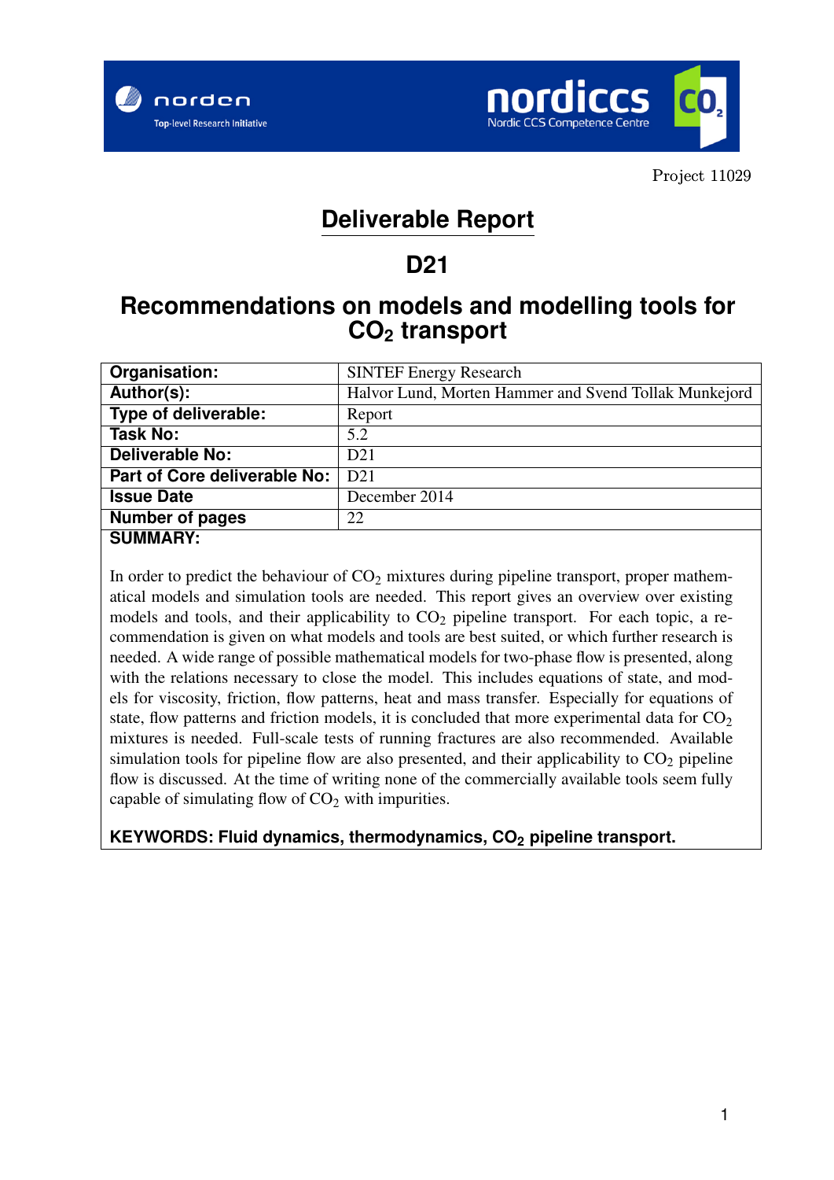norden
Top-level Research Initiative

nordiccs
Nordic CCS Competence Centre

Project 11029

# Deliverable Report

## D21

## Recommendations on models and modelling tools for $CO_2$ transport

| **Organisation:** | SINTEF Energy Research |
|---|---|
| **Author(s):** | Halvor Lund, Morten Hammer and Svend Tollak Munkejord |
| **Type of deliverable:** | Report |
| **Task No:** | 5.2 |
| **Deliverable No:** | D21 |
| **Part of Core deliverable No:** | D21 |
| **Issue Date** | December 2014 |
| **Number of pages** | 22 |

**SUMMARY:**

In order to predict the behaviour of $CO_2$ mixtures during pipeline transport, proper mathematical models and simulation tools are needed. This report gives an overview over existing models and tools, and their applicability to $CO_2$ pipeline transport. For each topic, a recommendation is given on what models and tools are best suited, or which further research is needed. A wide range of possible mathematical models for two-phase flow is presented, along with the relations necessary to close the model. This includes equations of state, and models for viscosity, friction, flow patterns, heat and mass transfer. Especially for equations of state, flow patterns and friction models, it is concluded that more experimental data for $CO_2$ mixtures is needed. Full-scale tests of running fractures are also recommended. Available simulation tools for pipeline flow are also presented, and their applicability to $CO_2$ pipeline flow is discussed. At the time of writing none of the commercially available tools seem fully capable of simulating flow of $CO_2$ with impurities.

**KEYWORDS: Fluid dynamics, thermodynamics, $CO_2$ pipeline transport.**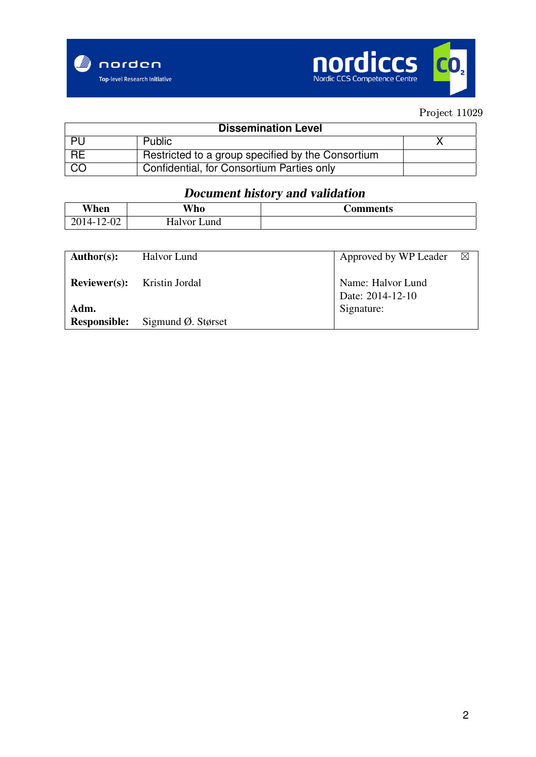Project 11029

| Dissemination Level | | |
|---|---|---|
| PU | Public | X |
| RE | Restricted to a group specified by the Consortium | |
| CO | Confidential, for Consortium Parties only | |

### *Document history and validation*

| When | Who | Comments |
|---|---|---|
| 2014-12-02 | Halvor Lund | |

| | | |
|---|---|---|
| **Author(s):** | Halvor Lund | Approved by WP Leader ☒ |
| **Reviewer(s):** | Kristin Jordal | Name: Halvor Lund<br>Date: 2014-12-10<br>Signature: |
| **Adm. Responsible:** | Sigmund Ø. Størset | |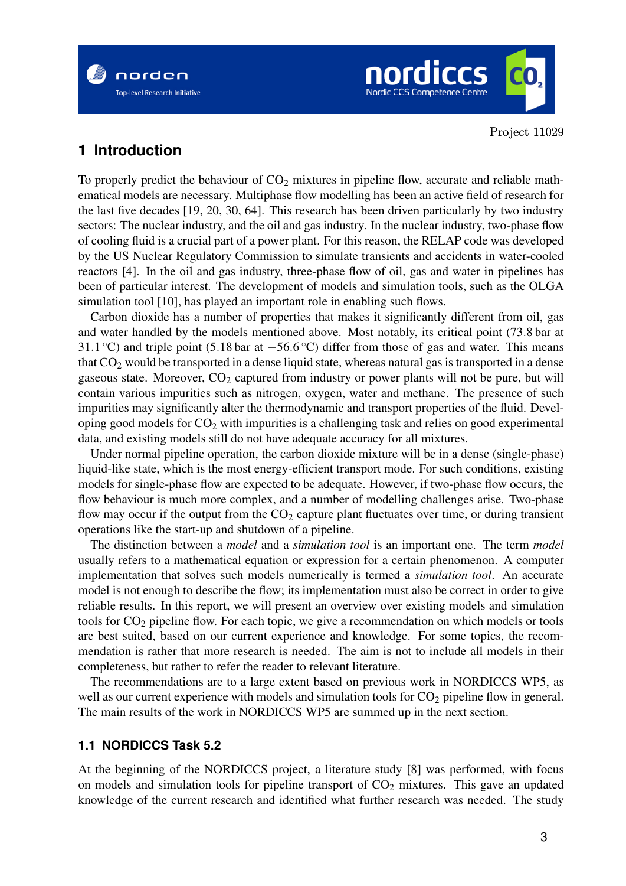# 1 Introduction

To properly predict the behaviour of $CO_2$ mixtures in pipeline flow, accurate and reliable mathematical models are necessary. Multiphase flow modelling has been an active field of research for the last five decades [19, 20, 30, 64]. This research has been driven particularly by two industry sectors: The nuclear industry, and the oil and gas industry. In the nuclear industry, two-phase flow of cooling fluid is a crucial part of a power plant. For this reason, the RELAP code was developed by the US Nuclear Regulatory Commission to simulate transients and accidents in water-cooled reactors [4]. In the oil and gas industry, three-phase flow of oil, gas and water in pipelines has been of particular interest. The development of models and simulation tools, such as the OLGA simulation tool [10], has played an important role in enabling such flows.

Carbon dioxide has a number of properties that makes it significantly different from oil, gas and water handled by the models mentioned above. Most notably, its critical point (73.8 bar at 31.1 °C) and triple point (5.18 bar at −56.6 °C) differ from those of gas and water. This means that $CO_2$ would be transported in a dense liquid state, whereas natural gas is transported in a dense gaseous state. Moreover, $CO_2$ captured from industry or power plants will not be pure, but will contain various impurities such as nitrogen, oxygen, water and methane. The presence of such impurities may significantly alter the thermodynamic and transport properties of the fluid. Developing good models for $CO_2$ with impurities is a challenging task and relies on good experimental data, and existing models still do not have adequate accuracy for all mixtures.

Under normal pipeline operation, the carbon dioxide mixture will be in a dense (single-phase) liquid-like state, which is the most energy-efficient transport mode. For such conditions, existing models for single-phase flow are expected to be adequate. However, if two-phase flow occurs, the flow behaviour is much more complex, and a number of modelling challenges arise. Two-phase flow may occur if the output from the $CO_2$ capture plant fluctuates over time, or during transient operations like the start-up and shutdown of a pipeline.

The distinction between a *model* and a *simulation tool* is an important one. The term *model* usually refers to a mathematical equation or expression for a certain phenomenon. A computer implementation that solves such models numerically is termed a *simulation tool*. An accurate model is not enough to describe the flow; its implementation must also be correct in order to give reliable results. In this report, we will present an overview over existing models and simulation tools for $CO_2$ pipeline flow. For each topic, we give a recommendation on which models or tools are best suited, based on our current experience and knowledge. For some topics, the recommendation is rather that more research is needed. The aim is not to include all models in their completeness, but rather to refer the reader to relevant literature.

The recommendations are to a large extent based on previous work in NORDICCS WP5, as well as our current experience with models and simulation tools for $CO_2$ pipeline flow in general. The main results of the work in NORDICCS WP5 are summed up in the next section.

## 1.1 NORDICCS Task 5.2

At the beginning of the NORDICCS project, a literature study [8] was performed, with focus on models and simulation tools for pipeline transport of $CO_2$ mixtures. This gave an updated knowledge of the current research and identified what further research was needed. The study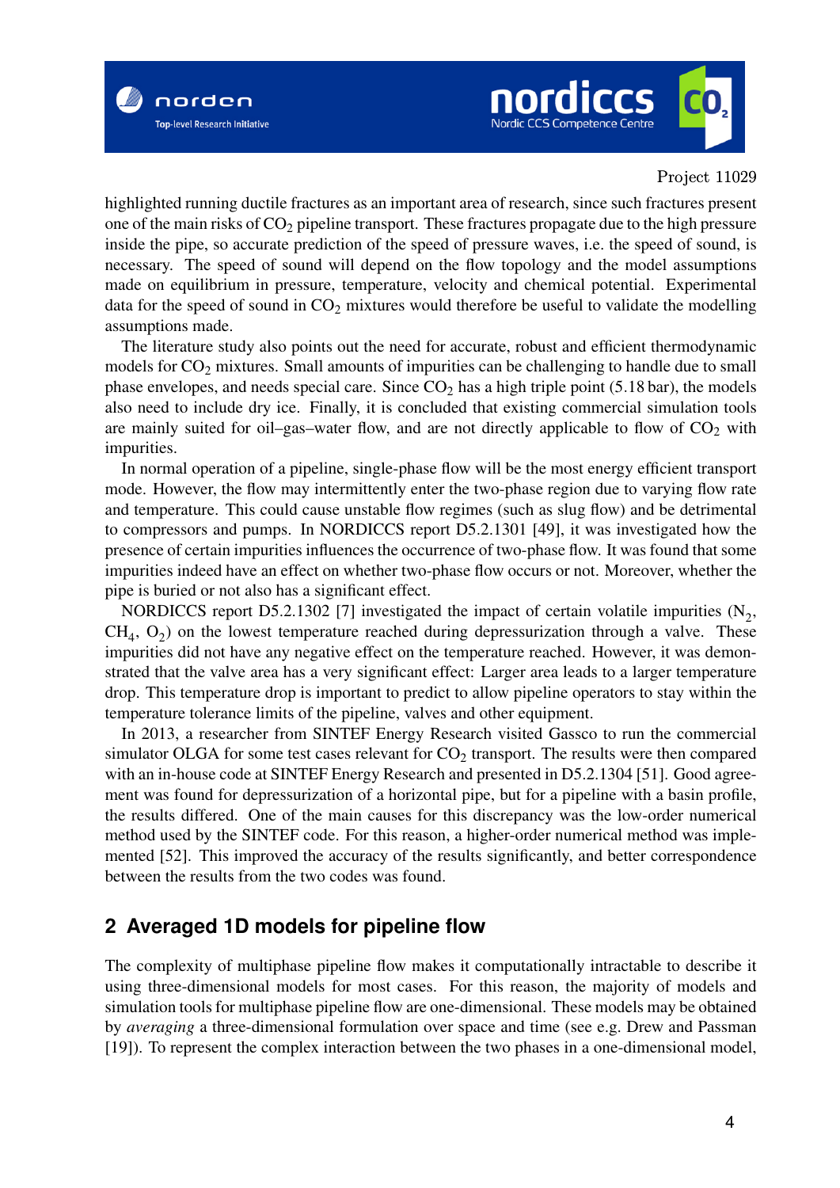highlighted running ductile fractures as an important area of research, since such fractures present one of the main risks of $CO_2$ pipeline transport. These fractures propagate due to the high pressure inside the pipe, so accurate prediction of the speed of pressure waves, i.e. the speed of sound, is necessary. The speed of sound will depend on the flow topology and the model assumptions made on equilibrium in pressure, temperature, velocity and chemical potential. Experimental data for the speed of sound in $CO_2$ mixtures would therefore be useful to validate the modelling assumptions made.

The literature study also points out the need for accurate, robust and efficient thermodynamic models for $CO_2$ mixtures. Small amounts of impurities can be challenging to handle due to small phase envelopes, and needs special care. Since $CO_2$ has a high triple point (5.18 bar), the models also need to include dry ice. Finally, it is concluded that existing commercial simulation tools are mainly suited for oil–gas–water flow, and are not directly applicable to flow of $CO_2$ with impurities.

In normal operation of a pipeline, single-phase flow will be the most energy efficient transport mode. However, the flow may intermittently enter the two-phase region due to varying flow rate and temperature. This could cause unstable flow regimes (such as slug flow) and be detrimental to compressors and pumps. In NORDICCS report D5.2.1301 [49], it was investigated how the presence of certain impurities influences the occurrence of two-phase flow. It was found that some impurities indeed have an effect on whether two-phase flow occurs or not. Moreover, whether the pipe is buried or not also has a significant effect.

NORDICCS report D5.2.1302 [7] investigated the impact of certain volatile impurities ($N_2$, $CH_4$, $O_2$) on the lowest temperature reached during depressurization through a valve. These impurities did not have any negative effect on the temperature reached. However, it was demonstrated that the valve area has a very significant effect: Larger area leads to a larger temperature drop. This temperature drop is important to predict to allow pipeline operators to stay within the temperature tolerance limits of the pipeline, valves and other equipment.

In 2013, a researcher from SINTEF Energy Research visited Gassco to run the commercial simulator OLGA for some test cases relevant for $CO_2$ transport. The results were then compared with an in-house code at SINTEF Energy Research and presented in D5.2.1304 [51]. Good agreement was found for depressurization of a horizontal pipe, but for a pipeline with a basin profile, the results differed. One of the main causes for this discrepancy was the low-order numerical method used by the SINTEF code. For this reason, a higher-order numerical method was implemented [52]. This improved the accuracy of the results significantly, and better correspondence between the results from the two codes was found.

## 2 Averaged 1D models for pipeline flow

The complexity of multiphase pipeline flow makes it computationally intractable to describe it using three-dimensional models for most cases. For this reason, the majority of models and simulation tools for multiphase pipeline flow are one-dimensional. These models may be obtained by *averaging* a three-dimensional formulation over space and time (see e.g. Drew and Passman [19]). To represent the complex interaction between the two phases in a one-dimensional model,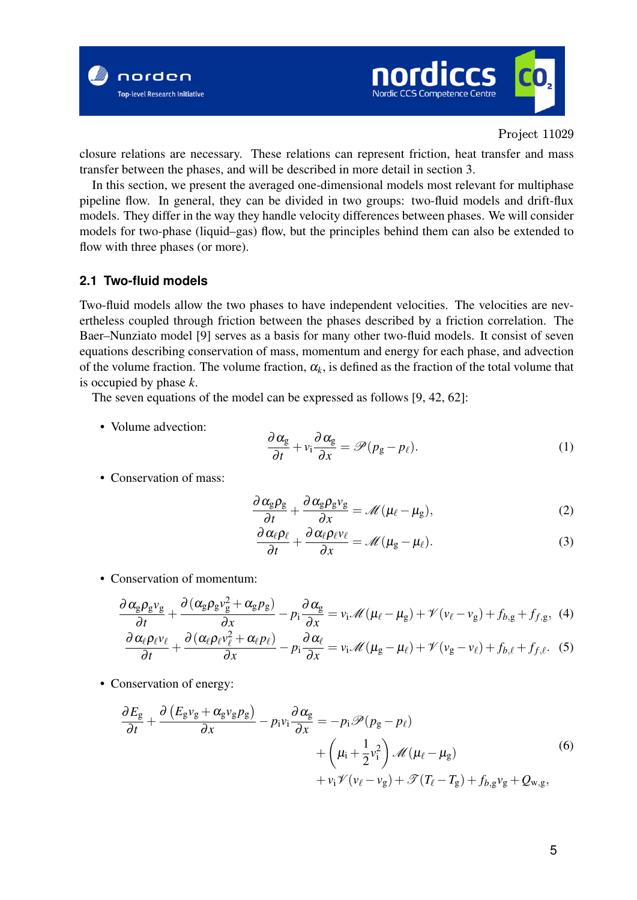closure relations are necessary. These relations can represent friction, heat transfer and mass transfer between the phases, and will be described in more detail in section 3.

In this section, we present the averaged one-dimensional models most relevant for multiphase pipeline flow. In general, they can be divided in two groups: two-fluid models and drift-flux models. They differ in the way they handle velocity differences between phases. We will consider models for two-phase (liquid–gas) flow, but the principles behind them can also be extended to flow with three phases (or more).

## 2.1 Two-fluid models

Two-fluid models allow the two phases to have independent velocities. The velocities are nevertheless coupled through friction between the phases described by a friction correlation. The Baer–Nunziato model [9] serves as a basis for many other two-fluid models. It consist of seven equations describing conservation of mass, momentum and energy for each phase, and advection of the volume fraction. The volume fraction, $\alpha_k$, is defined as the fraction of the total volume that is occupied by phase $k$.

The seven equations of the model can be expressed as follows [9, 42, 62]:

- Volume advection:

$$\frac{\partial \alpha_{\mathrm{g}}}{\partial t} + v_{\mathrm{i}} \frac{\partial \alpha_{\mathrm{g}}}{\partial x} = \mathscr{P}(p_{\mathrm{g}} - p_{\ell}). \tag{1}$$

- Conservation of mass:

$$\frac{\partial \alpha_{\mathrm{g}} \rho_{\mathrm{g}}}{\partial t} + \frac{\partial \alpha_{\mathrm{g}} \rho_{\mathrm{g}} v_{\mathrm{g}}}{\partial x} = \mathscr{M}(\mu_{\ell} - \mu_{\mathrm{g}}), \tag{2}$$

$$\frac{\partial \alpha_{\ell} \rho_{\ell}}{\partial t} + \frac{\partial \alpha_{\ell} \rho_{\ell} v_{\ell}}{\partial x} = \mathscr{M}(\mu_{\mathrm{g}} - \mu_{\ell}). \tag{3}$$

- Conservation of momentum:

$$\frac{\partial \alpha_{\mathrm{g}} \rho_{\mathrm{g}} v_{\mathrm{g}}}{\partial t} + \frac{\partial (\alpha_{\mathrm{g}} \rho_{\mathrm{g}} v_{\mathrm{g}}^2 + \alpha_{\mathrm{g}} p_{\mathrm{g}})}{\partial x} - p_{\mathrm{i}} \frac{\partial \alpha_{\mathrm{g}}}{\partial x} = v_{\mathrm{i}} \mathscr{M}(\mu_{\ell} - \mu_{\mathrm{g}}) + \mathscr{V}(v_{\ell} - v_{\mathrm{g}}) + f_{b,\mathrm{g}} + f_{f,\mathrm{g}}, \tag{4}$$

$$\frac{\partial \alpha_{\ell} \rho_{\ell} v_{\ell}}{\partial t} + \frac{\partial (\alpha_{\ell} \rho_{\ell} v_{\ell}^2 + \alpha_{\ell} p_{\ell})}{\partial x} - p_{\mathrm{i}} \frac{\partial \alpha_{\ell}}{\partial x} = v_{\mathrm{i}} \mathscr{M}(\mu_{\mathrm{g}} - \mu_{\ell}) + \mathscr{V}(v_{\mathrm{g}} - v_{\ell}) + f_{b,\ell} + f_{f,\ell}. \tag{5}$$

- Conservation of energy:

$$\begin{aligned} \frac{\partial E_{\mathrm{g}}}{\partial t} + \frac{\partial \left(E_{\mathrm{g}} v_{\mathrm{g}} + \alpha_{\mathrm{g}} v_{\mathrm{g}} p_{\mathrm{g}}\right)}{\partial x} - p_{\mathrm{i}} v_{\mathrm{i}} \frac{\partial \alpha_{\mathrm{g}}}{\partial x} = &-p_{\mathrm{i}} \mathscr{P}(p_{\mathrm{g}} - p_{\ell}) \\ &+ \left(\mu_{\mathrm{i}} + \frac{1}{2} v_{\mathrm{i}}^2\right) \mathscr{M}(\mu_{\ell} - \mu_{\mathrm{g}}) \\ &+ v_{\mathrm{i}} \mathscr{V}(v_{\ell} - v_{\mathrm{g}}) + \mathscr{T}(T_{\ell} - T_{\mathrm{g}}) + f_{b,\mathrm{g}} v_{\mathrm{g}} + Q_{\mathrm{w,g}}, \end{aligned} \tag{6}$$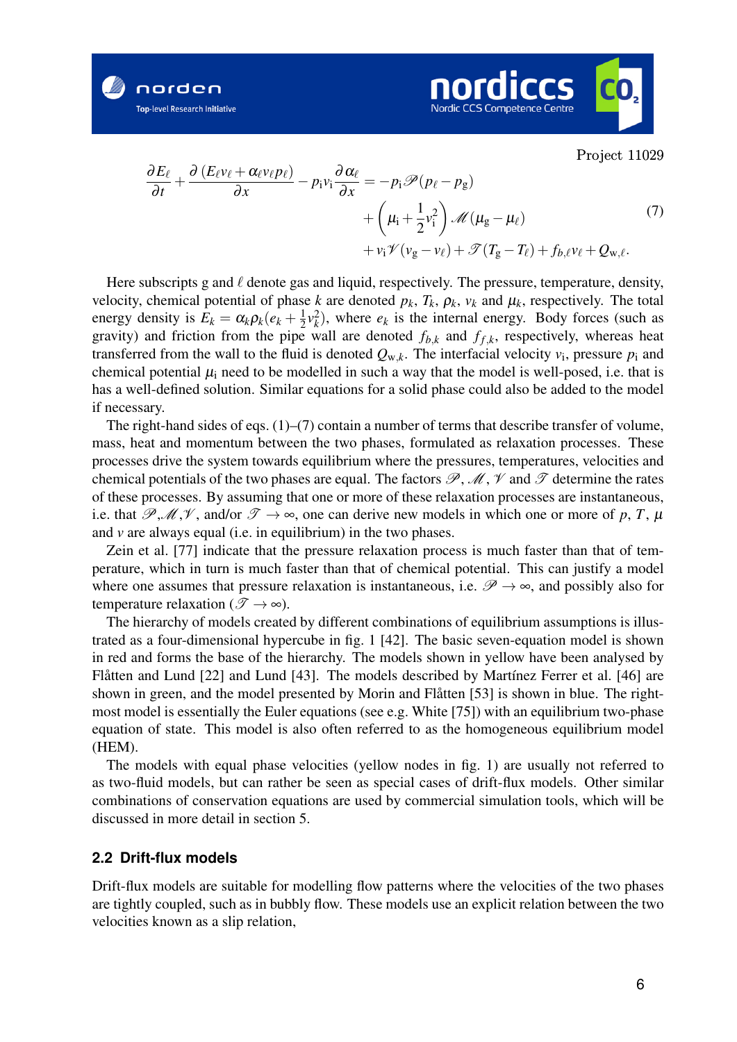$$
\begin{aligned}
\frac{\partial E_\ell}{\partial t} + \frac{\partial\left(E_\ell v_\ell + \alpha_\ell v_\ell p_\ell\right)}{\partial x} - p_\mathrm{i} v_\mathrm{i} \frac{\partial \alpha_\ell}{\partial x} = &-p_\mathrm{i} \mathscr{P}(p_\ell - p_\mathrm{g}) \\
&+ \left(\mu_\mathrm{i} + \frac{1}{2} v_\mathrm{i}^2\right) \mathscr{M}(\mu_\mathrm{g} - \mu_\ell) \\
&+ v_\mathrm{i} \mathscr{V}(v_\mathrm{g} - v_\ell) + \mathscr{T}(T_\mathrm{g} - T_\ell) + f_{b,\ell} v_\ell + Q_{\mathrm{w},\ell}.
\end{aligned} \tag{7}
$$

Here subscripts g and $\ell$ denote gas and liquid, respectively. The pressure, temperature, density, velocity, chemical potential of phase $k$ are denoted $p_k$, $T_k$, $\rho_k$, $v_k$ and $\mu_k$, respectively. The total energy density is $E_k = \alpha_k \rho_k (e_k + \frac{1}{2} v_k^2)$, where $e_k$ is the internal energy. Body forces (such as gravity) and friction from the pipe wall are denoted $f_{b,k}$ and $f_{f,k}$, respectively, whereas heat transferred from the wall to the fluid is denoted $Q_{\mathrm{w},k}$. The interfacial velocity $v_\mathrm{i}$, pressure $p_\mathrm{i}$ and chemical potential $\mu_\mathrm{i}$ need to be modelled in such a way that the model is well-posed, i.e. that is has a well-defined solution. Similar equations for a solid phase could also be added to the model if necessary.

The right-hand sides of eqs. (1)–(7) contain a number of terms that describe transfer of volume, mass, heat and momentum between the two phases, formulated as relaxation processes. These processes drive the system towards equilibrium where the pressures, temperatures, velocities and chemical potentials of the two phases are equal. The factors $\mathscr{P}$, $\mathscr{M}$, $\mathscr{V}$ and $\mathscr{T}$ determine the rates of these processes. By assuming that one or more of these relaxation processes are instantaneous, i.e. that $\mathscr{P}$,$\mathscr{M}$,$\mathscr{V}$, and/or $\mathscr{T} \to \infty$, one can derive new models in which one or more of $p$, $T$, $\mu$ and $v$ are always equal (i.e. in equilibrium) in the two phases.

Zein et al. [77] indicate that the pressure relaxation process is much faster than that of temperature, which in turn is much faster than that of chemical potential. This can justify a model where one assumes that pressure relaxation is instantaneous, i.e. $\mathscr{P} \to \infty$, and possibly also for temperature relaxation ($\mathscr{T} \to \infty$).

The hierarchy of models created by different combinations of equilibrium assumptions is illustrated as a four-dimensional hypercube in fig. 1 [42]. The basic seven-equation model is shown in red and forms the base of the hierarchy. The models shown in yellow have been analysed by Flåtten and Lund [22] and Lund [43]. The models described by Martínez Ferrer et al. [46] are shown in green, and the model presented by Morin and Flåtten [53] is shown in blue. The right-most model is essentially the Euler equations (see e.g. White [75]) with an equilibrium two-phase equation of state. This model is also often referred to as the homogeneous equilibrium model (HEM).

The models with equal phase velocities (yellow nodes in fig. 1) are usually not referred to as two-fluid models, but can rather be seen as special cases of drift-flux models. Other similar combinations of conservation equations are used by commercial simulation tools, which will be discussed in more detail in section 5.

### 2.2 Drift-flux models

Drift-flux models are suitable for modelling flow patterns where the velocities of the two phases are tightly coupled, such as in bubbly flow. These models use an explicit relation between the two velocities known as a slip relation,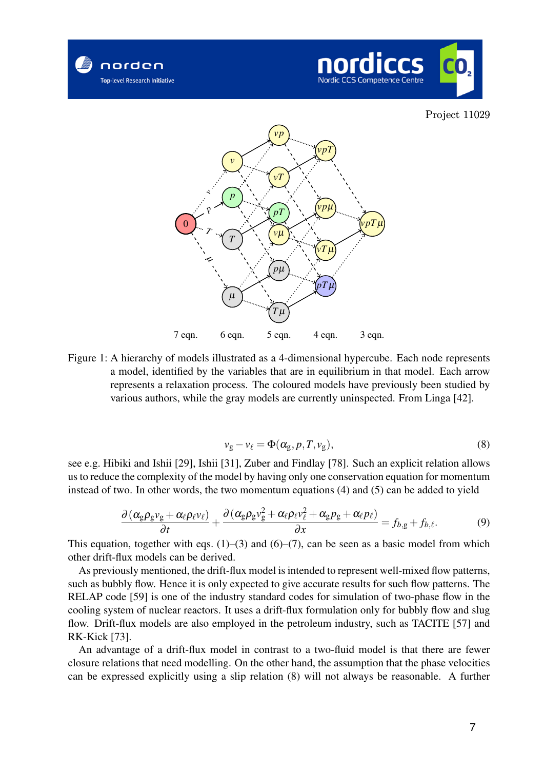Figure 1: A hierarchy of models illustrated as a 4-dimensional hypercube. Each node represents a model, identified by the variables that are in equilibrium in that model. Each arrow represents a relaxation process. The coloured models have previously been studied by various authors, while the gray models are currently uninspected. From Linga [42].

$$v_g - v_\ell = \Phi(\alpha_g, p, T, v_g), \tag{8}$$

see e.g. Hibiki and Ishii [29], Ishii [31], Zuber and Findlay [78]. Such an explicit relation allows us to reduce the complexity of the model by having only one conservation equation for momentum instead of two. In other words, the two momentum equations (4) and (5) can be added to yield

$$\frac{\partial(\alpha_g \rho_g v_g + \alpha_\ell \rho_\ell v_\ell)}{\partial t} + \frac{\partial(\alpha_g \rho_g v_g^2 + \alpha_\ell \rho_\ell v_\ell^2 + \alpha_g p_g + \alpha_\ell p_\ell)}{\partial x} = f_{b,g} + f_{b,\ell}. \tag{9}$$

This equation, together with eqs. (1)–(3) and (6)–(7), can be seen as a basic model from which other drift-flux models can be derived.

As previously mentioned, the drift-flux model is intended to represent well-mixed flow patterns, such as bubbly flow. Hence it is only expected to give accurate results for such flow patterns. The RELAP code [59] is one of the industry standard codes for simulation of two-phase flow in the cooling system of nuclear reactors. It uses a drift-flux formulation only for bubbly flow and slug flow. Drift-flux models are also employed in the petroleum industry, such as TACITE [57] and RK-Kick [73].

An advantage of a drift-flux model in contrast to a two-fluid model is that there are fewer closure relations that need modelling. On the other hand, the assumption that the phase velocities can be expressed explicitly using a slip relation (8) will not always be reasonable. A further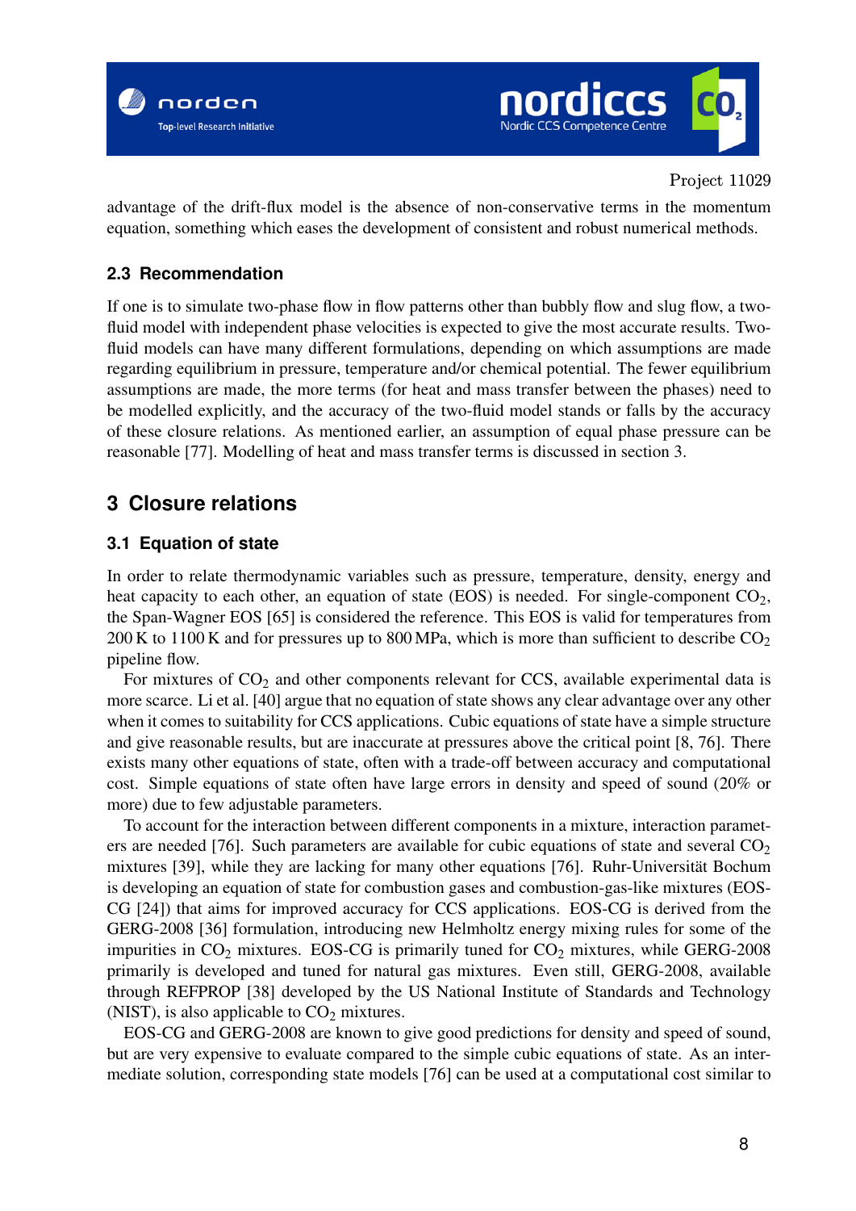advantage of the drift-flux model is the absence of non-conservative terms in the momentum equation, something which eases the development of consistent and robust numerical methods.

### 2.3 Recommendation

If one is to simulate two-phase flow in flow patterns other than bubbly flow and slug flow, a two-fluid model with independent phase velocities is expected to give the most accurate results. Two-fluid models can have many different formulations, depending on which assumptions are made regarding equilibrium in pressure, temperature and/or chemical potential. The fewer equilibrium assumptions are made, the more terms (for heat and mass transfer between the phases) need to be modelled explicitly, and the accuracy of the two-fluid model stands or falls by the accuracy of these closure relations. As mentioned earlier, an assumption of equal phase pressure can be reasonable [77]. Modelling of heat and mass transfer terms is discussed in section 3.

## 3 Closure relations

### 3.1 Equation of state

In order to relate thermodynamic variables such as pressure, temperature, density, energy and heat capacity to each other, an equation of state (EOS) is needed. For single-component $CO_2$, the Span-Wagner EOS [65] is considered the reference. This EOS is valid for temperatures from 200 K to 1100 K and for pressures up to 800 MPa, which is more than sufficient to describe $CO_2$ pipeline flow.

For mixtures of $CO_2$ and other components relevant for CCS, available experimental data is more scarce. Li et al. [40] argue that no equation of state shows any clear advantage over any other when it comes to suitability for CCS applications. Cubic equations of state have a simple structure and give reasonable results, but are inaccurate at pressures above the critical point [8, 76]. There exists many other equations of state, often with a trade-off between accuracy and computational cost. Simple equations of state often have large errors in density and speed of sound (20% or more) due to few adjustable parameters.

To account for the interaction between different components in a mixture, interaction parameters are needed [76]. Such parameters are available for cubic equations of state and several $CO_2$ mixtures [39], while they are lacking for many other equations [76]. Ruhr-Universität Bochum is developing an equation of state for combustion gases and combustion-gas-like mixtures (EOS-CG [24]) that aims for improved accuracy for CCS applications. EOS-CG is derived from the GERG-2008 [36] formulation, introducing new Helmholtz energy mixing rules for some of the impurities in $CO_2$ mixtures. EOS-CG is primarily tuned for $CO_2$ mixtures, while GERG-2008 primarily is developed and tuned for natural gas mixtures. Even still, GERG-2008, available through REFPROP [38] developed by the US National Institute of Standards and Technology (NIST), is also applicable to $CO_2$ mixtures.

EOS-CG and GERG-2008 are known to give good predictions for density and speed of sound, but are very expensive to evaluate compared to the simple cubic equations of state. As an intermediate solution, corresponding state models [76] can be used at a computational cost similar to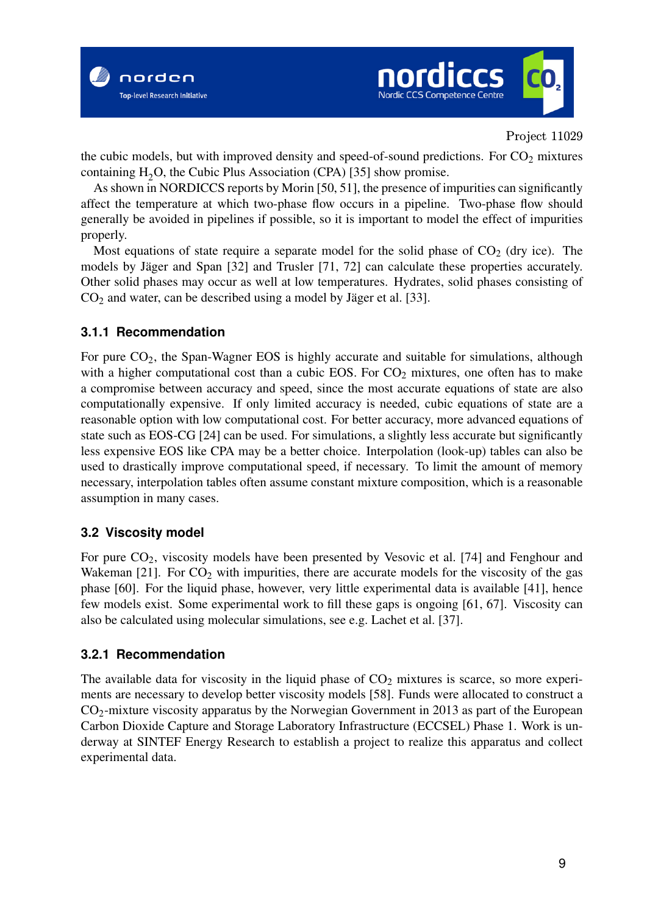the cubic models, but with improved density and speed-of-sound predictions. For $CO_2$ mixtures containing $H_2O$, the Cubic Plus Association (CPA) [35] show promise.

As shown in NORDICCS reports by Morin [50, 51], the presence of impurities can significantly affect the temperature at which two-phase flow occurs in a pipeline. Two-phase flow should generally be avoided in pipelines if possible, so it is important to model the effect of impurities properly.

Most equations of state require a separate model for the solid phase of $CO_2$ (dry ice). The models by Jäger and Span [32] and Trusler [71, 72] can calculate these properties accurately. Other solid phases may occur as well at low temperatures. Hydrates, solid phases consisting of $CO_2$ and water, can be described using a model by Jäger et al. [33].

### 3.1.1 Recommendation

For pure $CO_2$, the Span-Wagner EOS is highly accurate and suitable for simulations, although with a higher computational cost than a cubic EOS. For $CO_2$ mixtures, one often has to make a compromise between accuracy and speed, since the most accurate equations of state are also computationally expensive. If only limited accuracy is needed, cubic equations of state are a reasonable option with low computational cost. For better accuracy, more advanced equations of state such as EOS-CG [24] can be used. For simulations, a slightly less accurate but significantly less expensive EOS like CPA may be a better choice. Interpolation (look-up) tables can also be used to drastically improve computational speed, if necessary. To limit the amount of memory necessary, interpolation tables often assume constant mixture composition, which is a reasonable assumption in many cases.

## 3.2 Viscosity model

For pure $CO_2$, viscosity models have been presented by Vesovic et al. [74] and Fenghour and Wakeman [21]. For $CO_2$ with impurities, there are accurate models for the viscosity of the gas phase [60]. For the liquid phase, however, very little experimental data is available [41], hence few models exist. Some experimental work to fill these gaps is ongoing [61, 67]. Viscosity can also be calculated using molecular simulations, see e.g. Lachet et al. [37].

### 3.2.1 Recommendation

The available data for viscosity in the liquid phase of $CO_2$ mixtures is scarce, so more experiments are necessary to develop better viscosity models [58]. Funds were allocated to construct a $CO_2$-mixture viscosity apparatus by the Norwegian Government in 2013 as part of the European Carbon Dioxide Capture and Storage Laboratory Infrastructure (ECCSEL) Phase 1. Work is underway at SINTEF Energy Research to establish a project to realize this apparatus and collect experimental data.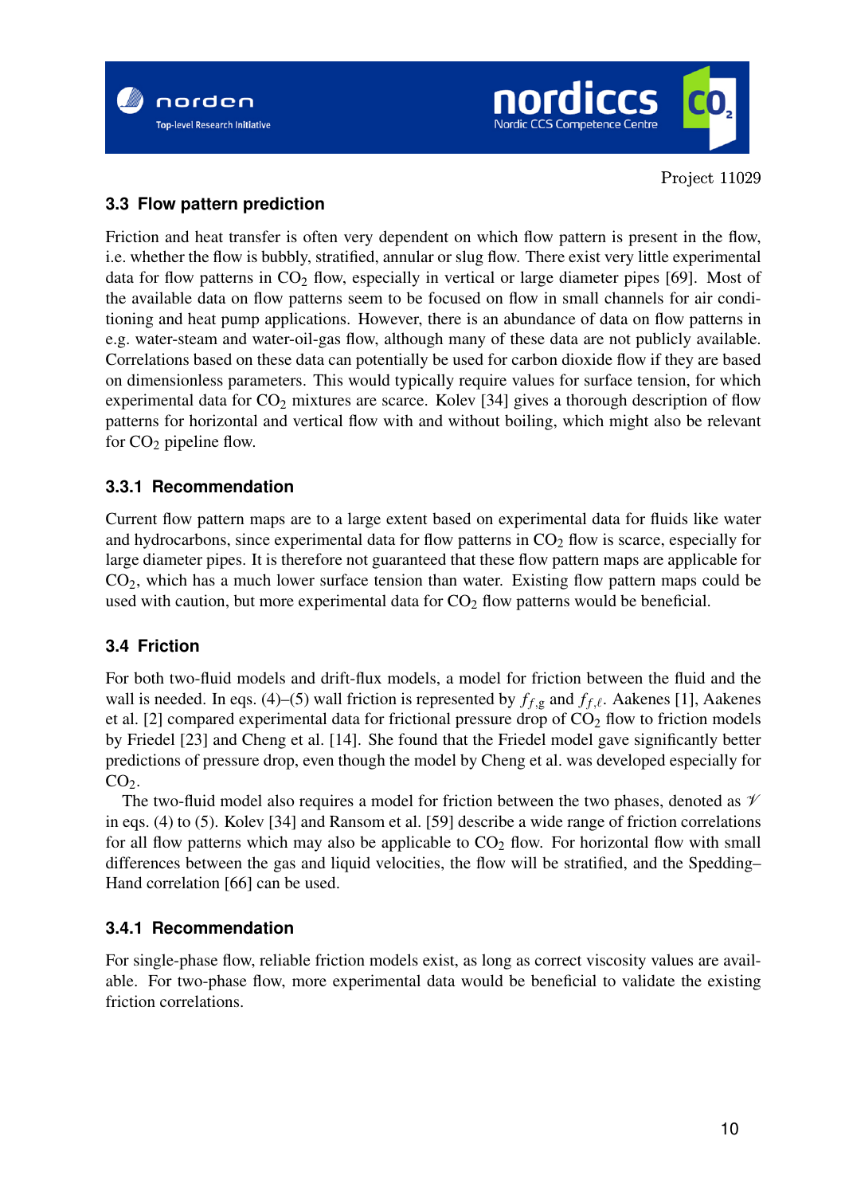### 3.3 Flow pattern prediction

Friction and heat transfer is often very dependent on which flow pattern is present in the flow, i.e. whether the flow is bubbly, stratified, annular or slug flow. There exist very little experimental data for flow patterns in $CO_2$ flow, especially in vertical or large diameter pipes [69]. Most of the available data on flow patterns seem to be focused on flow in small channels for air conditioning and heat pump applications. However, there is an abundance of data on flow patterns in e.g. water-steam and water-oil-gas flow, although many of these data are not publicly available. Correlations based on these data can potentially be used for carbon dioxide flow if they are based on dimensionless parameters. This would typically require values for surface tension, for which experimental data for $CO_2$ mixtures are scarce. Kolev [34] gives a thorough description of flow patterns for horizontal and vertical flow with and without boiling, which might also be relevant for $CO_2$ pipeline flow.

#### 3.3.1 Recommendation

Current flow pattern maps are to a large extent based on experimental data for fluids like water and hydrocarbons, since experimental data for flow patterns in $CO_2$ flow is scarce, especially for large diameter pipes. It is therefore not guaranteed that these flow pattern maps are applicable for $CO_2$, which has a much lower surface tension than water. Existing flow pattern maps could be used with caution, but more experimental data for $CO_2$ flow patterns would be beneficial.

### 3.4 Friction

For both two-fluid models and drift-flux models, a model for friction between the fluid and the wall is needed. In eqs. (4)–(5) wall friction is represented by $f_{f,\mathrm{g}}$ and $f_{f,\ell}$. Aakenes [1], Aakenes et al. [2] compared experimental data for frictional pressure drop of $CO_2$ flow to friction models by Friedel [23] and Cheng et al. [14]. She found that the Friedel model gave significantly better predictions of pressure drop, even though the model by Cheng et al. was developed especially for $CO_2$.

The two-fluid model also requires a model for friction between the two phases, denoted as $\mathscr{V}$ in eqs. (4) to (5). Kolev [34] and Ransom et al. [59] describe a wide range of friction correlations for all flow patterns which may also be applicable to $CO_2$ flow. For horizontal flow with small differences between the gas and liquid velocities, the flow will be stratified, and the Spedding–Hand correlation [66] can be used.

#### 3.4.1 Recommendation

For single-phase flow, reliable friction models exist, as long as correct viscosity values are available. For two-phase flow, more experimental data would be beneficial to validate the existing friction correlations.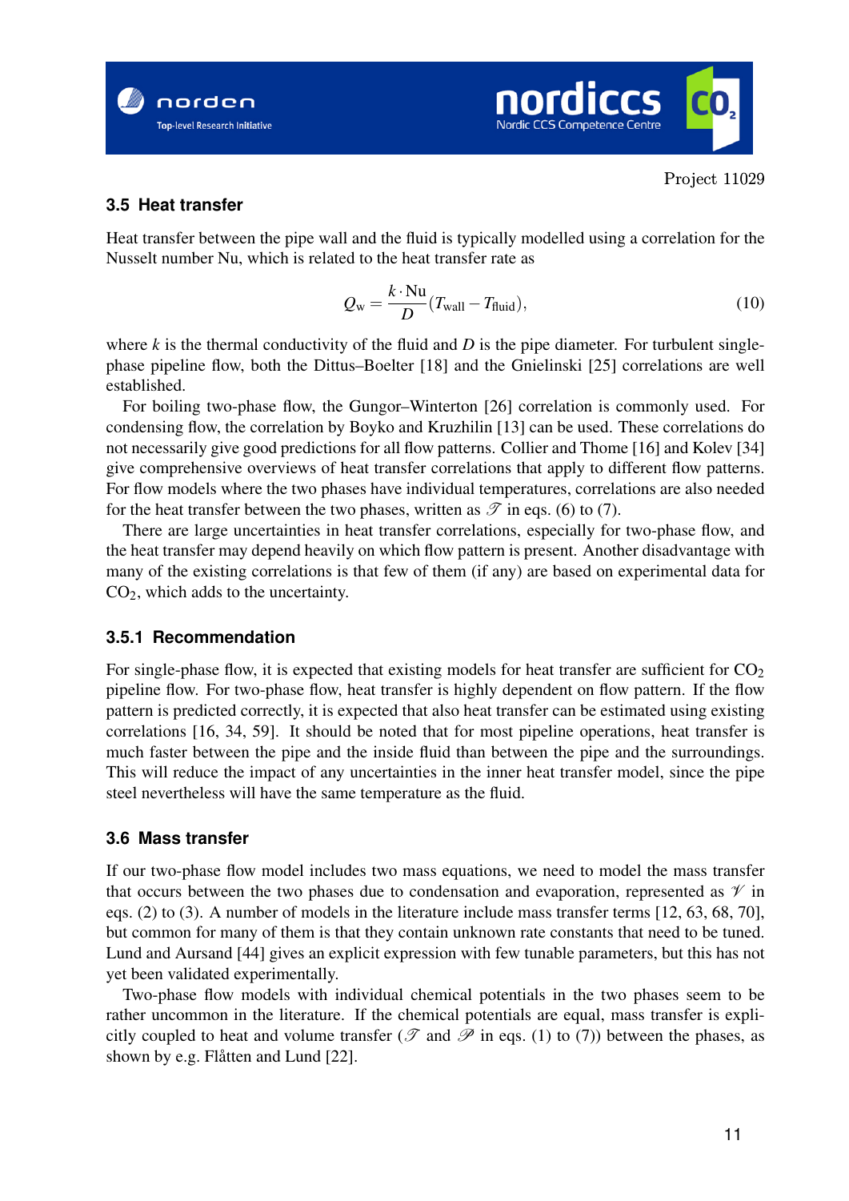### 3.5 Heat transfer

Heat transfer between the pipe wall and the fluid is typically modelled using a correlation for the Nusselt number Nu, which is related to the heat transfer rate as

$$Q_\mathrm{w} = \frac{k \cdot \mathrm{Nu}}{D}(T_\mathrm{wall} - T_\mathrm{fluid}), \tag{10}$$

where $k$ is the thermal conductivity of the fluid and $D$ is the pipe diameter. For turbulent single-phase pipeline flow, both the Dittus–Boelter [18] and the Gnielinski [25] correlations are well established.

For boiling two-phase flow, the Gungor–Winterton [26] correlation is commonly used. For condensing flow, the correlation by Boyko and Kruzhilin [13] can be used. These correlations do not necessarily give good predictions for all flow patterns. Collier and Thome [16] and Kolev [34] give comprehensive overviews of heat transfer correlations that apply to different flow patterns. For flow models where the two phases have individual temperatures, correlations are also needed for the heat transfer between the two phases, written as $\mathscr{T}$ in eqs. (6) to (7).

There are large uncertainties in heat transfer correlations, especially for two-phase flow, and the heat transfer may depend heavily on which flow pattern is present. Another disadvantage with many of the existing correlations is that few of them (if any) are based on experimental data for $CO_2$, which adds to the uncertainty.

#### 3.5.1 Recommendation

For single-phase flow, it is expected that existing models for heat transfer are sufficient for $CO_2$ pipeline flow. For two-phase flow, heat transfer is highly dependent on flow pattern. If the flow pattern is predicted correctly, it is expected that also heat transfer can be estimated using existing correlations [16, 34, 59]. It should be noted that for most pipeline operations, heat transfer is much faster between the pipe and the inside fluid than between the pipe and the surroundings. This will reduce the impact of any uncertainties in the inner heat transfer model, since the pipe steel nevertheless will have the same temperature as the fluid.

### 3.6 Mass transfer

If our two-phase flow model includes two mass equations, we need to model the mass transfer that occurs between the two phases due to condensation and evaporation, represented as $\mathscr{V}$ in eqs. (2) to (3). A number of models in the literature include mass transfer terms [12, 63, 68, 70], but common for many of them is that they contain unknown rate constants that need to be tuned. Lund and Aursand [44] gives an explicit expression with few tunable parameters, but this has not yet been validated experimentally.

Two-phase flow models with individual chemical potentials in the two phases seem to be rather uncommon in the literature. If the chemical potentials are equal, mass transfer is explicitly coupled to heat and volume transfer ($\mathscr{T}$ and $\mathscr{P}$ in eqs. (1) to (7)) between the phases, as shown by e.g. Flåtten and Lund [22].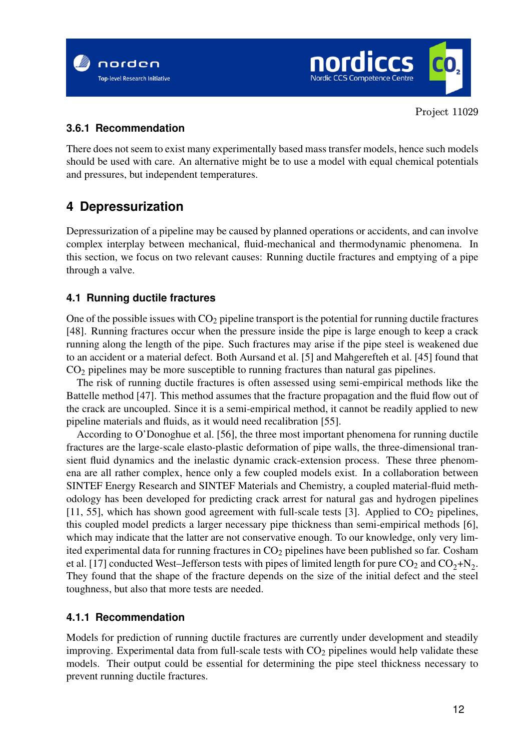Project 11029

### 3.6.1 Recommendation

There does not seem to exist many experimentally based mass transfer models, hence such models should be used with care. An alternative might be to use a model with equal chemical potentials and pressures, but independent temperatures.

# 4 Depressurization

Depressurization of a pipeline may be caused by planned operations or accidents, and can involve complex interplay between mechanical, fluid-mechanical and thermodynamic phenomena. In this section, we focus on two relevant causes: Running ductile fractures and emptying of a pipe through a valve.

## 4.1 Running ductile fractures

One of the possible issues with $CO_2$ pipeline transport is the potential for running ductile fractures [48]. Running fractures occur when the pressure inside the pipe is large enough to keep a crack running along the length of the pipe. Such fractures may arise if the pipe steel is weakened due to an accident or a material defect. Both Aursand et al. [5] and Mahgerefteh et al. [45] found that $CO_2$ pipelines may be more susceptible to running fractures than natural gas pipelines.

The risk of running ductile fractures is often assessed using semi-empirical methods like the Battelle method [47]. This method assumes that the fracture propagation and the fluid flow out of the crack are uncoupled. Since it is a semi-empirical method, it cannot be readily applied to new pipeline materials and fluids, as it would need recalibration [55].

According to O'Donoghue et al. [56], the three most important phenomena for running ductile fractures are the large-scale elasto-plastic deformation of pipe walls, the three-dimensional transient fluid dynamics and the inelastic dynamic crack-extension process. These three phenomena are all rather complex, hence only a few coupled models exist. In a collaboration between SINTEF Energy Research and SINTEF Materials and Chemistry, a coupled material-fluid methodology has been developed for predicting crack arrest for natural gas and hydrogen pipelines [11, 55], which has shown good agreement with full-scale tests [3]. Applied to $CO_2$ pipelines, this coupled model predicts a larger necessary pipe thickness than semi-empirical methods [6], which may indicate that the latter are not conservative enough. To our knowledge, only very limited experimental data for running fractures in $CO_2$ pipelines have been published so far. Cosham et al. [17] conducted West–Jefferson tests with pipes of limited length for pure $CO_2$ and $CO_2$+$N_2$. They found that the shape of the fracture depends on the size of the initial defect and the steel toughness, but also that more tests are needed.

### 4.1.1 Recommendation

Models for prediction of running ductile fractures are currently under development and steadily improving. Experimental data from full-scale tests with $CO_2$ pipelines would help validate these models. Their output could be essential for determining the pipe steel thickness necessary to prevent running ductile fractures.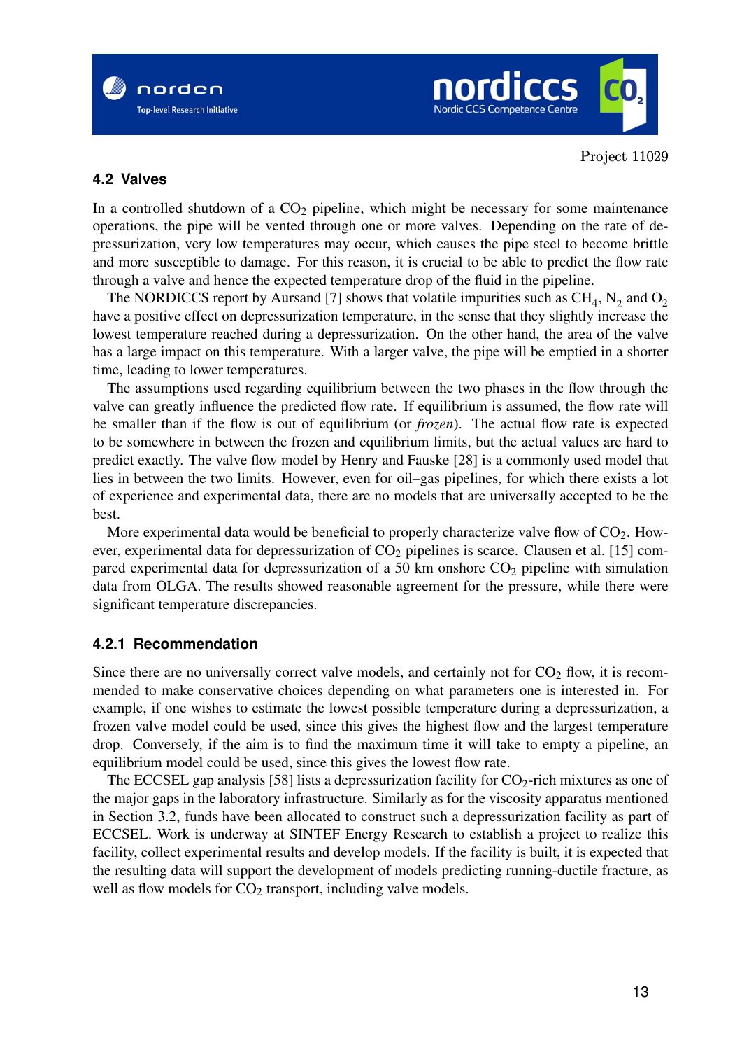## 4.2 Valves

In a controlled shutdown of a $CO_2$ pipeline, which might be necessary for some maintenance operations, the pipe will be vented through one or more valves. Depending on the rate of depressurization, very low temperatures may occur, which causes the pipe steel to become brittle and more susceptible to damage. For this reason, it is crucial to be able to predict the flow rate through a valve and hence the expected temperature drop of the fluid in the pipeline.

The NORDICCS report by Aursand [7] shows that volatile impurities such as $CH_4$, $N_2$ and $O_2$ have a positive effect on depressurization temperature, in the sense that they slightly increase the lowest temperature reached during a depressurization. On the other hand, the area of the valve has a large impact on this temperature. With a larger valve, the pipe will be emptied in a shorter time, leading to lower temperatures.

The assumptions used regarding equilibrium between the two phases in the flow through the valve can greatly influence the predicted flow rate. If equilibrium is assumed, the flow rate will be smaller than if the flow is out of equilibrium (or *frozen*). The actual flow rate is expected to be somewhere in between the frozen and equilibrium limits, but the actual values are hard to predict exactly. The valve flow model by Henry and Fauske [28] is a commonly used model that lies in between the two limits. However, even for oil–gas pipelines, for which there exists a lot of experience and experimental data, there are no models that are universally accepted to be the best.

More experimental data would be beneficial to properly characterize valve flow of $CO_2$. However, experimental data for depressurization of $CO_2$ pipelines is scarce. Clausen et al. [15] compared experimental data for depressurization of a 50 km onshore $CO_2$ pipeline with simulation data from OLGA. The results showed reasonable agreement for the pressure, while there were significant temperature discrepancies.

### 4.2.1 Recommendation

Since there are no universally correct valve models, and certainly not for $CO_2$ flow, it is recommended to make conservative choices depending on what parameters one is interested in. For example, if one wishes to estimate the lowest possible temperature during a depressurization, a frozen valve model could be used, since this gives the highest flow and the largest temperature drop. Conversely, if the aim is to find the maximum time it will take to empty a pipeline, an equilibrium model could be used, since this gives the lowest flow rate.

The ECCSEL gap analysis [58] lists a depressurization facility for $CO_2$-rich mixtures as one of the major gaps in the laboratory infrastructure. Similarly as for the viscosity apparatus mentioned in Section 3.2, funds have been allocated to construct such a depressurization facility as part of ECCSEL. Work is underway at SINTEF Energy Research to establish a project to realize this facility, collect experimental results and develop models. If the facility is built, it is expected that the resulting data will support the development of models predicting running-ductile fracture, as well as flow models for $CO_2$ transport, including valve models.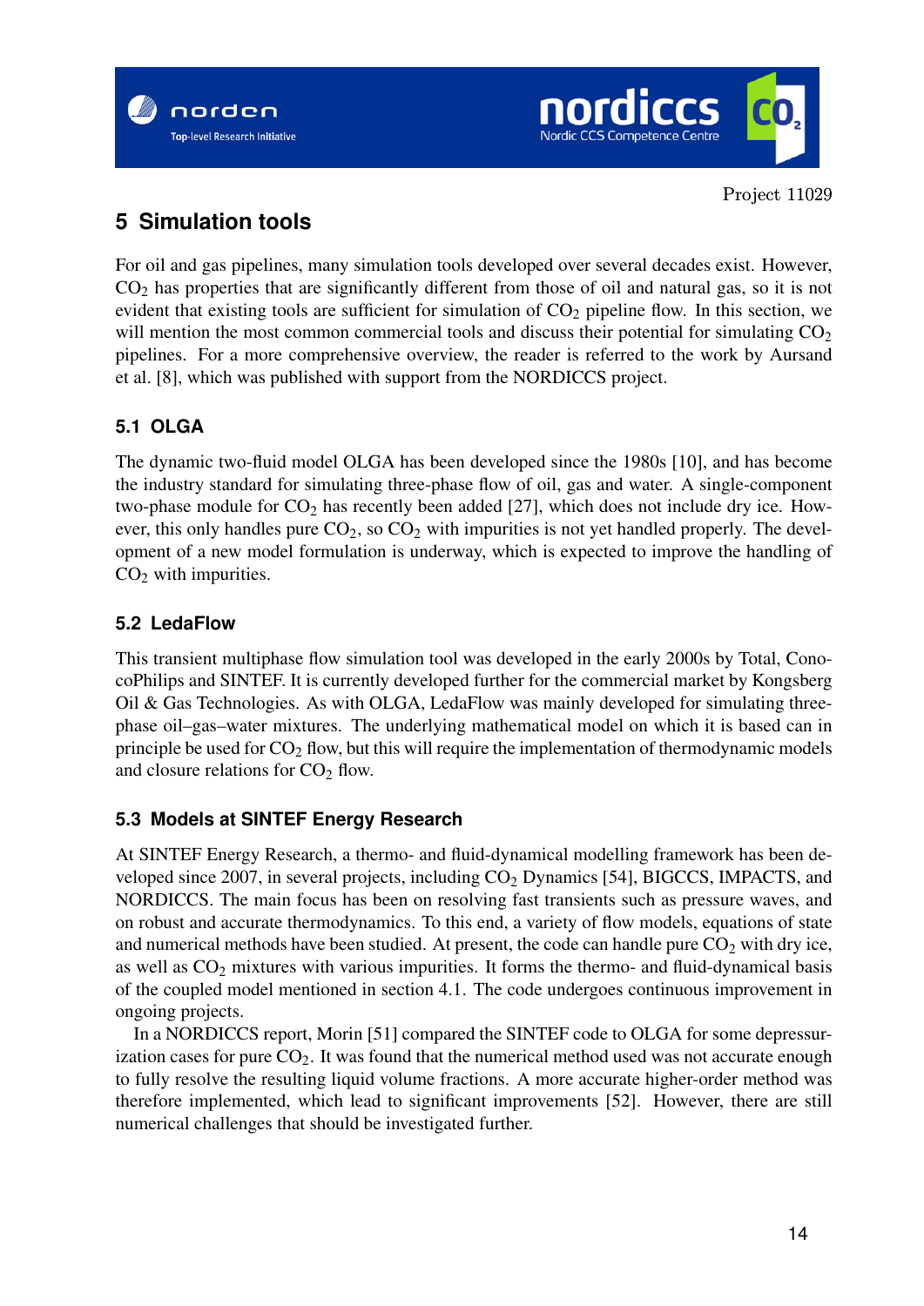Project 11029

# 5 Simulation tools

For oil and gas pipelines, many simulation tools developed over several decades exist. However, $CO_2$ has properties that are significantly different from those of oil and natural gas, so it is not evident that existing tools are sufficient for simulation of $CO_2$ pipeline flow. In this section, we will mention the most common commercial tools and discuss their potential for simulating $CO_2$ pipelines. For a more comprehensive overview, the reader is referred to the work by Aursand et al. [8], which was published with support from the NORDICCS project.

## 5.1 OLGA

The dynamic two-fluid model OLGA has been developed since the 1980s [10], and has become the industry standard for simulating three-phase flow of oil, gas and water. A single-component two-phase module for $CO_2$ has recently been added [27], which does not include dry ice. However, this only handles pure $CO_2$, so $CO_2$ with impurities is not yet handled properly. The development of a new model formulation is underway, which is expected to improve the handling of $CO_2$ with impurities.

## 5.2 LedaFlow

This transient multiphase flow simulation tool was developed in the early 2000s by Total, ConocoPhilips and SINTEF. It is currently developed further for the commercial market by Kongsberg Oil & Gas Technologies. As with OLGA, LedaFlow was mainly developed for simulating three-phase oil–gas–water mixtures. The underlying mathematical model on which it is based can in principle be used for $CO_2$ flow, but this will require the implementation of thermodynamic models and closure relations for $CO_2$ flow.

## 5.3 Models at SINTEF Energy Research

At SINTEF Energy Research, a thermo- and fluid-dynamical modelling framework has been developed since 2007, in several projects, including $CO_2$ Dynamics [54], BIGCCS, IMPACTS, and NORDICCS. The main focus has been on resolving fast transients such as pressure waves, and on robust and accurate thermodynamics. To this end, a variety of flow models, equations of state and numerical methods have been studied. At present, the code can handle pure $CO_2$ with dry ice, as well as $CO_2$ mixtures with various impurities. It forms the thermo- and fluid-dynamical basis of the coupled model mentioned in section 4.1. The code undergoes continuous improvement in ongoing projects.

In a NORDICCS report, Morin [51] compared the SINTEF code to OLGA for some depressurization cases for pure $CO_2$. It was found that the numerical method used was not accurate enough to fully resolve the resulting liquid volume fractions. A more accurate higher-order method was therefore implemented, which lead to significant improvements [52]. However, there are still numerical challenges that should be investigated further.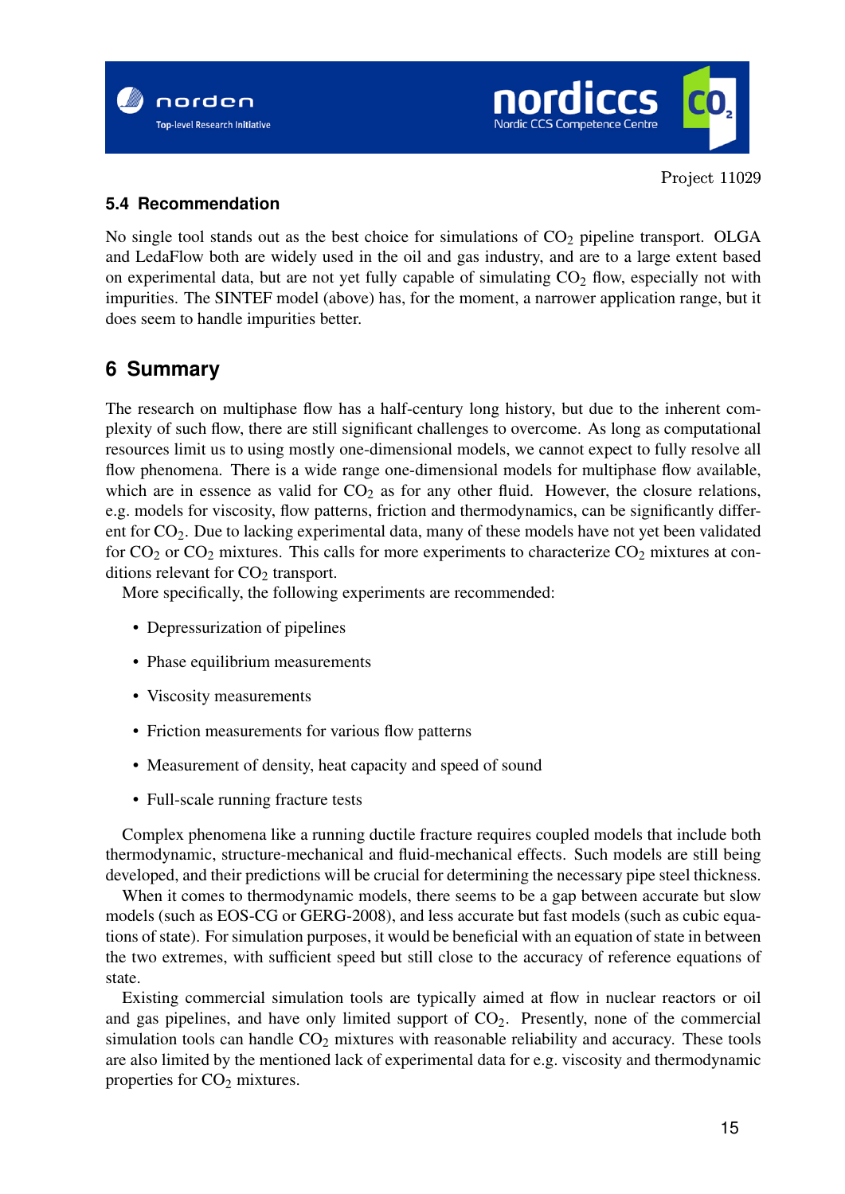### 5.4 Recommendation

No single tool stands out as the best choice for simulations of $CO_2$ pipeline transport. OLGA and LedaFlow both are widely used in the oil and gas industry, and are to a large extent based on experimental data, but are not yet fully capable of simulating $CO_2$ flow, especially not with impurities. The SINTEF model (above) has, for the moment, a narrower application range, but it does seem to handle impurities better.

## 6 Summary

The research on multiphase flow has a half-century long history, but due to the inherent complexity of such flow, there are still significant challenges to overcome. As long as computational resources limit us to using mostly one-dimensional models, we cannot expect to fully resolve all flow phenomena. There is a wide range one-dimensional models for multiphase flow available, which are in essence as valid for $CO_2$ as for any other fluid. However, the closure relations, e.g. models for viscosity, flow patterns, friction and thermodynamics, can be significantly different for $CO_2$. Due to lacking experimental data, many of these models have not yet been validated for $CO_2$ or $CO_2$ mixtures. This calls for more experiments to characterize $CO_2$ mixtures at conditions relevant for $CO_2$ transport.

More specifically, the following experiments are recommended:

- Depressurization of pipelines
- Phase equilibrium measurements
- Viscosity measurements
- Friction measurements for various flow patterns
- Measurement of density, heat capacity and speed of sound
- Full-scale running fracture tests

Complex phenomena like a running ductile fracture requires coupled models that include both thermodynamic, structure-mechanical and fluid-mechanical effects. Such models are still being developed, and their predictions will be crucial for determining the necessary pipe steel thickness.

When it comes to thermodynamic models, there seems to be a gap between accurate but slow models (such as EOS-CG or GERG-2008), and less accurate but fast models (such as cubic equations of state). For simulation purposes, it would be beneficial with an equation of state in between the two extremes, with sufficient speed but still close to the accuracy of reference equations of state.

Existing commercial simulation tools are typically aimed at flow in nuclear reactors or oil and gas pipelines, and have only limited support of $CO_2$. Presently, none of the commercial simulation tools can handle $CO_2$ mixtures with reasonable reliability and accuracy. These tools are also limited by the mentioned lack of experimental data for e.g. viscosity and thermodynamic properties for $CO_2$ mixtures.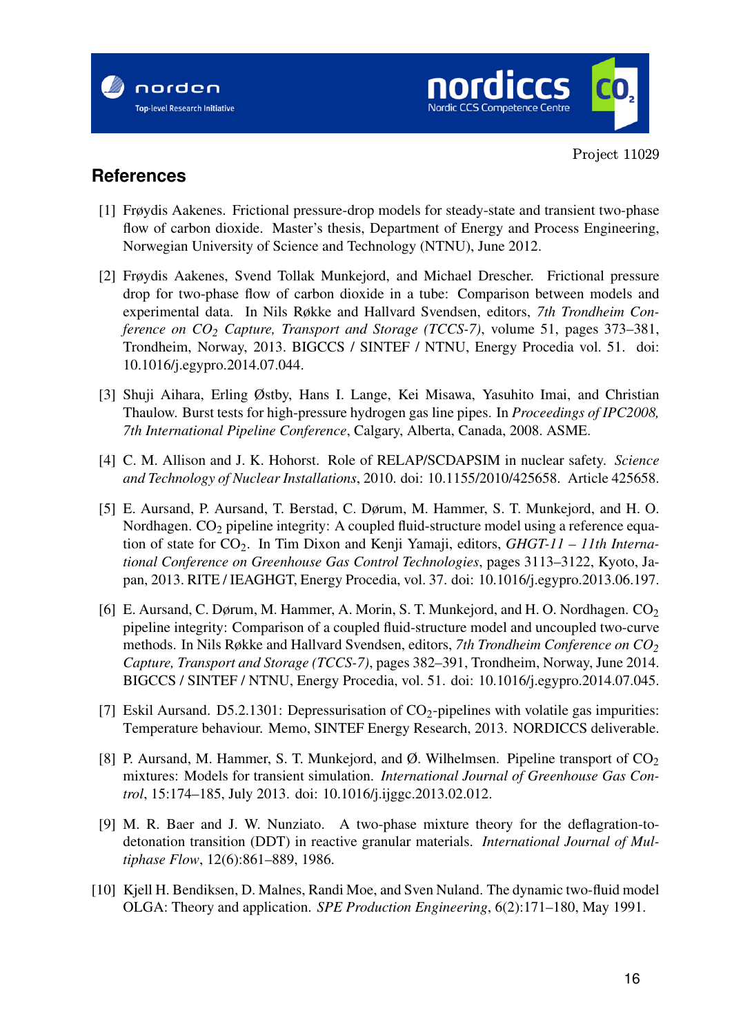## References

[1] Frøydis Aakenes. Frictional pressure-drop models for steady-state and transient two-phase flow of carbon dioxide. Master's thesis, Department of Energy and Process Engineering, Norwegian University of Science and Technology (NTNU), June 2012.

[2] Frøydis Aakenes, Svend Tollak Munkejord, and Michael Drescher. Frictional pressure drop for two-phase flow of carbon dioxide in a tube: Comparison between models and experimental data. In Nils Røkke and Hallvard Svendsen, editors, *7th Trondheim Conference on $CO_2$ Capture, Transport and Storage (TCCS-7)*, volume 51, pages 373–381, Trondheim, Norway, 2013. BIGCCS / SINTEF / NTNU, Energy Procedia vol. 51. doi: 10.1016/j.egypro.2014.07.044.

[3] Shuji Aihara, Erling Østby, Hans I. Lange, Kei Misawa, Yasuhito Imai, and Christian Thaulow. Burst tests for high-pressure hydrogen gas line pipes. In *Proceedings of IPC2008, 7th International Pipeline Conference*, Calgary, Alberta, Canada, 2008. ASME.

[4] C. M. Allison and J. K. Hohorst. Role of RELAP/SCDAPSIM in nuclear safety. *Science and Technology of Nuclear Installations*, 2010. doi: 10.1155/2010/425658. Article 425658.

[5] E. Aursand, P. Aursand, T. Berstad, C. Dørum, M. Hammer, S. T. Munkejord, and H. O. Nordhagen. $CO_2$ pipeline integrity: A coupled fluid-structure model using a reference equation of state for $CO_2$. In Tim Dixon and Kenji Yamaji, editors, *GHGT-11 – 11th International Conference on Greenhouse Gas Control Technologies*, pages 3113–3122, Kyoto, Japan, 2013. RITE / IEAGHGT, Energy Procedia, vol. 37. doi: 10.1016/j.egypro.2013.06.197.

[6] E. Aursand, C. Dørum, M. Hammer, A. Morin, S. T. Munkejord, and H. O. Nordhagen. $CO_2$ pipeline integrity: Comparison of a coupled fluid-structure model and uncoupled two-curve methods. In Nils Røkke and Hallvard Svendsen, editors, *7th Trondheim Conference on $CO_2$ Capture, Transport and Storage (TCCS-7)*, pages 382–391, Trondheim, Norway, June 2014. BIGCCS / SINTEF / NTNU, Energy Procedia, vol. 51. doi: 10.1016/j.egypro.2014.07.045.

[7] Eskil Aursand. D5.2.1301: Depressurisation of $CO_2$-pipelines with volatile gas impurities: Temperature behaviour. Memo, SINTEF Energy Research, 2013. NORDICCS deliverable.

[8] P. Aursand, M. Hammer, S. T. Munkejord, and Ø. Wilhelmsen. Pipeline transport of $CO_2$ mixtures: Models for transient simulation. *International Journal of Greenhouse Gas Control*, 15:174–185, July 2013. doi: 10.1016/j.ijggc.2013.02.012.

[9] M. R. Baer and J. W. Nunziato. A two-phase mixture theory for the deflagration-to-detonation transition (DDT) in reactive granular materials. *International Journal of Multiphase Flow*, 12(6):861–889, 1986.

[10] Kjell H. Bendiksen, D. Malnes, Randi Moe, and Sven Nuland. The dynamic two-fluid model OLGA: Theory and application. *SPE Production Engineering*, 6(2):171–180, May 1991.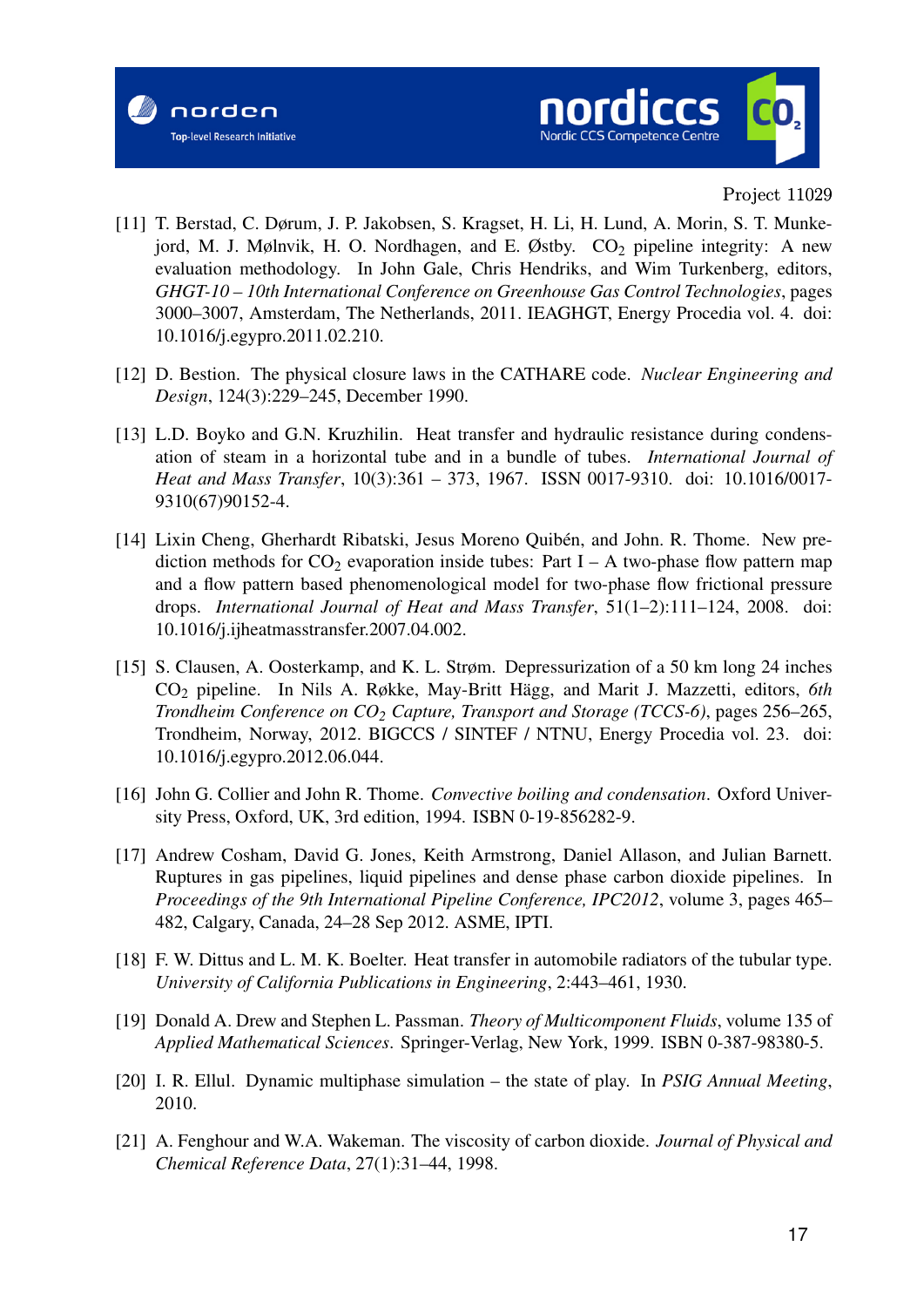[11] T. Berstad, C. Dørum, J. P. Jakobsen, S. Kragset, H. Li, H. Lund, A. Morin, S. T. Munkejord, M. J. Mølnvik, H. O. Nordhagen, and E. Østby. $CO_2$ pipeline integrity: A new evaluation methodology. In John Gale, Chris Hendriks, and Wim Turkenberg, editors, *GHGT-10 – 10th International Conference on Greenhouse Gas Control Technologies*, pages 3000–3007, Amsterdam, The Netherlands, 2011. IEAGHGT, Energy Procedia vol. 4. doi: 10.1016/j.egypro.2011.02.210.

[12] D. Bestion. The physical closure laws in the CATHARE code. *Nuclear Engineering and Design*, 124(3):229–245, December 1990.

[13] L.D. Boyko and G.N. Kruzhilin. Heat transfer and hydraulic resistance during condensation of steam in a horizontal tube and in a bundle of tubes. *International Journal of Heat and Mass Transfer*, 10(3):361 – 373, 1967. ISSN 0017-9310. doi: 10.1016/0017-9310(67)90152-4.

[14] Lixin Cheng, Gherhardt Ribatski, Jesus Moreno Quibén, and John. R. Thome. New prediction methods for $CO_2$ evaporation inside tubes: Part I – A two-phase flow pattern map and a flow pattern based phenomenological model for two-phase flow frictional pressure drops. *International Journal of Heat and Mass Transfer*, 51(1–2):111–124, 2008. doi: 10.1016/j.ijheatmasstransfer.2007.04.002.

[15] S. Clausen, A. Oosterkamp, and K. L. Strøm. Depressurization of a 50 km long 24 inches $CO_2$ pipeline. In Nils A. Røkke, May-Britt Hägg, and Marit J. Mazzetti, editors, *6th Trondheim Conference on $CO_2$ Capture, Transport and Storage (TCCS-6)*, pages 256–265, Trondheim, Norway, 2012. BIGCCS / SINTEF / NTNU, Energy Procedia vol. 23. doi: 10.1016/j.egypro.2012.06.044.

[16] John G. Collier and John R. Thome. *Convective boiling and condensation*. Oxford University Press, Oxford, UK, 3rd edition, 1994. ISBN 0-19-856282-9.

[17] Andrew Cosham, David G. Jones, Keith Armstrong, Daniel Allason, and Julian Barnett. Ruptures in gas pipelines, liquid pipelines and dense phase carbon dioxide pipelines. In *Proceedings of the 9th International Pipeline Conference, IPC2012*, volume 3, pages 465–482, Calgary, Canada, 24–28 Sep 2012. ASME, IPTI.

[18] F. W. Dittus and L. M. K. Boelter. Heat transfer in automobile radiators of the tubular type. *University of California Publications in Engineering*, 2:443–461, 1930.

[19] Donald A. Drew and Stephen L. Passman. *Theory of Multicomponent Fluids*, volume 135 of *Applied Mathematical Sciences*. Springer-Verlag, New York, 1999. ISBN 0-387-98380-5.

[20] I. R. Ellul. Dynamic multiphase simulation – the state of play. In *PSIG Annual Meeting*, 2010.

[21] A. Fenghour and W.A. Wakeman. The viscosity of carbon dioxide. *Journal of Physical and Chemical Reference Data*, 27(1):31–44, 1998.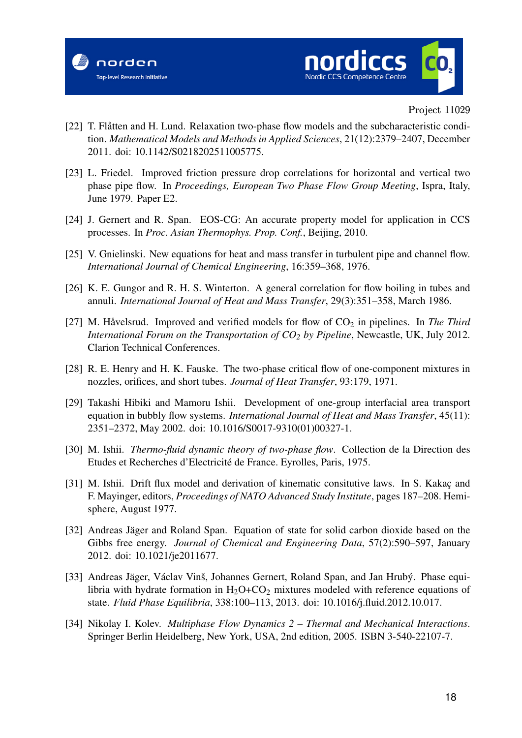[22] T. Flåtten and H. Lund. Relaxation two-phase flow models and the subcharacteristic condition. *Mathematical Models and Methods in Applied Sciences*, 21(12):2379–2407, December 2011. doi: 10.1142/S0218202511005775.

[23] L. Friedel. Improved friction pressure drop correlations for horizontal and vertical two phase pipe flow. In *Proceedings, European Two Phase Flow Group Meeting*, Ispra, Italy, June 1979. Paper E2.

[24] J. Gernert and R. Span. EOS-CG: An accurate property model for application in CCS processes. In *Proc. Asian Thermophys. Prop. Conf.*, Beijing, 2010.

[25] V. Gnielinski. New equations for heat and mass transfer in turbulent pipe and channel flow. *International Journal of Chemical Engineering*, 16:359–368, 1976.

[26] K. E. Gungor and R. H. S. Winterton. A general correlation for flow boiling in tubes and annuli. *International Journal of Heat and Mass Transfer*, 29(3):351–358, March 1986.

[27] M. Håvelsrud. Improved and verified models for flow of $CO_2$ in pipelines. In *The Third International Forum on the Transportation of $CO_2$ by Pipeline*, Newcastle, UK, July 2012. Clarion Technical Conferences.

[28] R. E. Henry and H. K. Fauske. The two-phase critical flow of one-component mixtures in nozzles, orifices, and short tubes. *Journal of Heat Transfer*, 93:179, 1971.

[29] Takashi Hibiki and Mamoru Ishii. Development of one-group interfacial area transport equation in bubbly flow systems. *International Journal of Heat and Mass Transfer*, 45(11): 2351–2372, May 2002. doi: 10.1016/S0017-9310(01)00327-1.

[30] M. Ishii. *Thermo-fluid dynamic theory of two-phase flow*. Collection de la Direction des Etudes et Recherches d'Electricité de France. Eyrolles, Paris, 1975.

[31] M. Ishii. Drift flux model and derivation of kinematic consitutive laws. In S. Kakaç and F. Mayinger, editors, *Proceedings of NATO Advanced Study Institute*, pages 187–208. Hemisphere, August 1977.

[32] Andreas Jäger and Roland Span. Equation of state for solid carbon dioxide based on the Gibbs free energy. *Journal of Chemical and Engineering Data*, 57(2):590–597, January 2012. doi: 10.1021/je2011677.

[33] Andreas Jäger, Václav Vinš, Johannes Gernert, Roland Span, and Jan Hrubý. Phase equilibria with hydrate formation in $H_2O$+$CO_2$ mixtures modeled with reference equations of state. *Fluid Phase Equilibria*, 338:100–113, 2013. doi: 10.1016/j.fluid.2012.10.017.

[34] Nikolay I. Kolev. *Multiphase Flow Dynamics 2 – Thermal and Mechanical Interactions*. Springer Berlin Heidelberg, New York, USA, 2nd edition, 2005. ISBN 3-540-22107-7.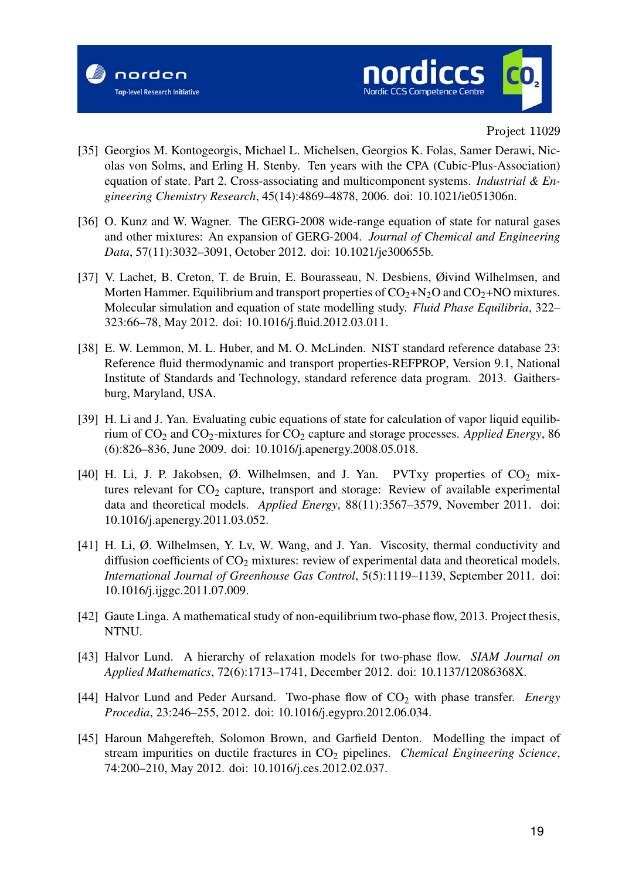[35] Georgios M. Kontogeorgis, Michael L. Michelsen, Georgios K. Folas, Samer Derawi, Nicolas von Solms, and Erling H. Stenby. Ten years with the CPA (Cubic-Plus-Association) equation of state. Part 2. Cross-associating and multicomponent systems. *Industrial & Engineering Chemistry Research*, 45(14):4869–4878, 2006. doi: 10.1021/ie051306n.

[36] O. Kunz and W. Wagner. The GERG-2008 wide-range equation of state for natural gases and other mixtures: An expansion of GERG-2004. *Journal of Chemical and Engineering Data*, 57(11):3032–3091, October 2012. doi: 10.1021/je300655b.

[37] V. Lachet, B. Creton, T. de Bruin, E. Bourasseau, N. Desbiens, Øivind Wilhelmsen, and Morten Hammer. Equilibrium and transport properties of $CO_2$+$N_2O$ and $CO_2$+NO mixtures. Molecular simulation and equation of state modelling study. *Fluid Phase Equilibria*, 322–323:66–78, May 2012. doi: 10.1016/j.fluid.2012.03.011.

[38] E. W. Lemmon, M. L. Huber, and M. O. McLinden. NIST standard reference database 23: Reference fluid thermodynamic and transport properties-REFPROP, Version 9.1, National Institute of Standards and Technology, standard reference data program. 2013. Gaithersburg, Maryland, USA.

[39] H. Li and J. Yan. Evaluating cubic equations of state for calculation of vapor liquid equilibrium of $CO_2$ and $CO_2$-mixtures for $CO_2$ capture and storage processes. *Applied Energy*, 86 (6):826–836, June 2009. doi: 10.1016/j.apenergy.2008.05.018.

[40] H. Li, J. P. Jakobsen, Ø. Wilhelmsen, and J. Yan. PVTxy properties of $CO_2$ mixtures relevant for $CO_2$ capture, transport and storage: Review of available experimental data and theoretical models. *Applied Energy*, 88(11):3567–3579, November 2011. doi: 10.1016/j.apenergy.2011.03.052.

[41] H. Li, Ø. Wilhelmsen, Y. Lv, W. Wang, and J. Yan. Viscosity, thermal conductivity and diffusion coefficients of $CO_2$ mixtures: review of experimental data and theoretical models. *International Journal of Greenhouse Gas Control*, 5(5):1119–1139, September 2011. doi: 10.1016/j.ijggc.2011.07.009.

[42] Gaute Linga. A mathematical study of non-equilibrium two-phase flow, 2013. Project thesis, NTNU.

[43] Halvor Lund. A hierarchy of relaxation models for two-phase flow. *SIAM Journal on Applied Mathematics*, 72(6):1713–1741, December 2012. doi: 10.1137/12086368X.

[44] Halvor Lund and Peder Aursand. Two-phase flow of $CO_2$ with phase transfer. *Energy Procedia*, 23:246–255, 2012. doi: 10.1016/j.egypro.2012.06.034.

[45] Haroun Mahgerefteh, Solomon Brown, and Garfield Denton. Modelling the impact of stream impurities on ductile fractures in $CO_2$ pipelines. *Chemical Engineering Science*, 74:200–210, May 2012. doi: 10.1016/j.ces.2012.02.037.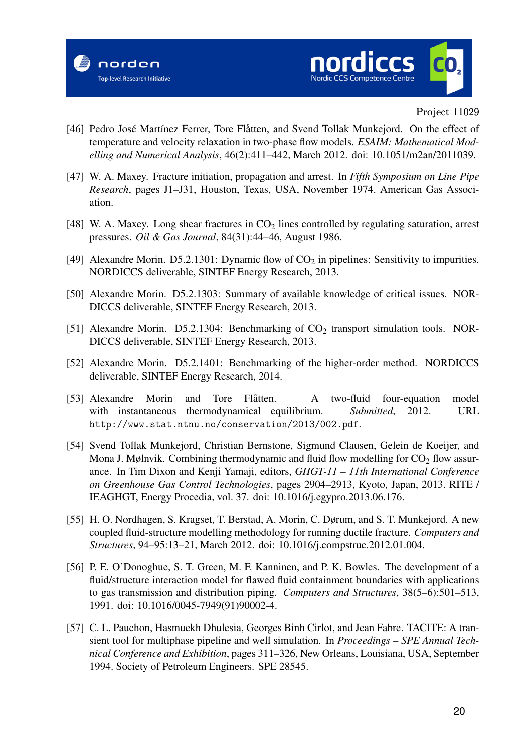[46] Pedro José Martínez Ferrer, Tore Flåtten, and Svend Tollak Munkejord. On the effect of temperature and velocity relaxation in two-phase flow models. *ESAIM: Mathematical Modelling and Numerical Analysis*, 46(2):411–442, March 2012. doi: 10.1051/m2an/2011039.

[47] W. A. Maxey. Fracture initiation, propagation and arrest. In *Fifth Symposium on Line Pipe Research*, pages J1–J31, Houston, Texas, USA, November 1974. American Gas Association.

[48] W. A. Maxey. Long shear fractures in $CO_2$ lines controlled by regulating saturation, arrest pressures. *Oil & Gas Journal*, 84(31):44–46, August 1986.

[49] Alexandre Morin. D5.2.1301: Dynamic flow of $CO_2$ in pipelines: Sensitivity to impurities. NORDICCS deliverable, SINTEF Energy Research, 2013.

[50] Alexandre Morin. D5.2.1303: Summary of available knowledge of critical issues. NORDICCS deliverable, SINTEF Energy Research, 2013.

[51] Alexandre Morin. D5.2.1304: Benchmarking of $CO_2$ transport simulation tools. NORDICCS deliverable, SINTEF Energy Research, 2013.

[52] Alexandre Morin. D5.2.1401: Benchmarking of the higher-order method. NORDICCS deliverable, SINTEF Energy Research, 2014.

[53] Alexandre Morin and Tore Flåtten. A two-fluid four-equation model with instantaneous thermodynamical equilibrium. *Submitted*, 2012. URL `http://www.stat.ntnu.no/conservation/2013/002.pdf`.

[54] Svend Tollak Munkejord, Christian Bernstone, Sigmund Clausen, Gelein de Koeijer, and Mona J. Mølnvik. Combining thermodynamic and fluid flow modelling for $CO_2$ flow assurance. In Tim Dixon and Kenji Yamaji, editors, *GHGT-11 – 11th International Conference on Greenhouse Gas Control Technologies*, pages 2904–2913, Kyoto, Japan, 2013. RITE / IEAGHGT, Energy Procedia, vol. 37. doi: 10.1016/j.egypro.2013.06.176.

[55] H. O. Nordhagen, S. Kragset, T. Berstad, A. Morin, C. Dørum, and S. T. Munkejord. A new coupled fluid-structure modelling methodology for running ductile fracture. *Computers and Structures*, 94–95:13–21, March 2012. doi: 10.1016/j.compstruc.2012.01.004.

[56] P. E. O'Donoghue, S. T. Green, M. F. Kanninen, and P. K. Bowles. The development of a fluid/structure interaction model for flawed fluid containment boundaries with applications to gas transmission and distribution piping. *Computers and Structures*, 38(5–6):501–513, 1991. doi: 10.1016/0045-7949(91)90002-4.

[57] C. L. Pauchon, Hasmuekh Dhulesia, Georges Binh Cirlot, and Jean Fabre. TACITE: A transient tool for multiphase pipeline and well simulation. In *Proceedings – SPE Annual Technical Conference and Exhibition*, pages 311–326, New Orleans, Louisiana, USA, September 1994. Society of Petroleum Engineers. SPE 28545.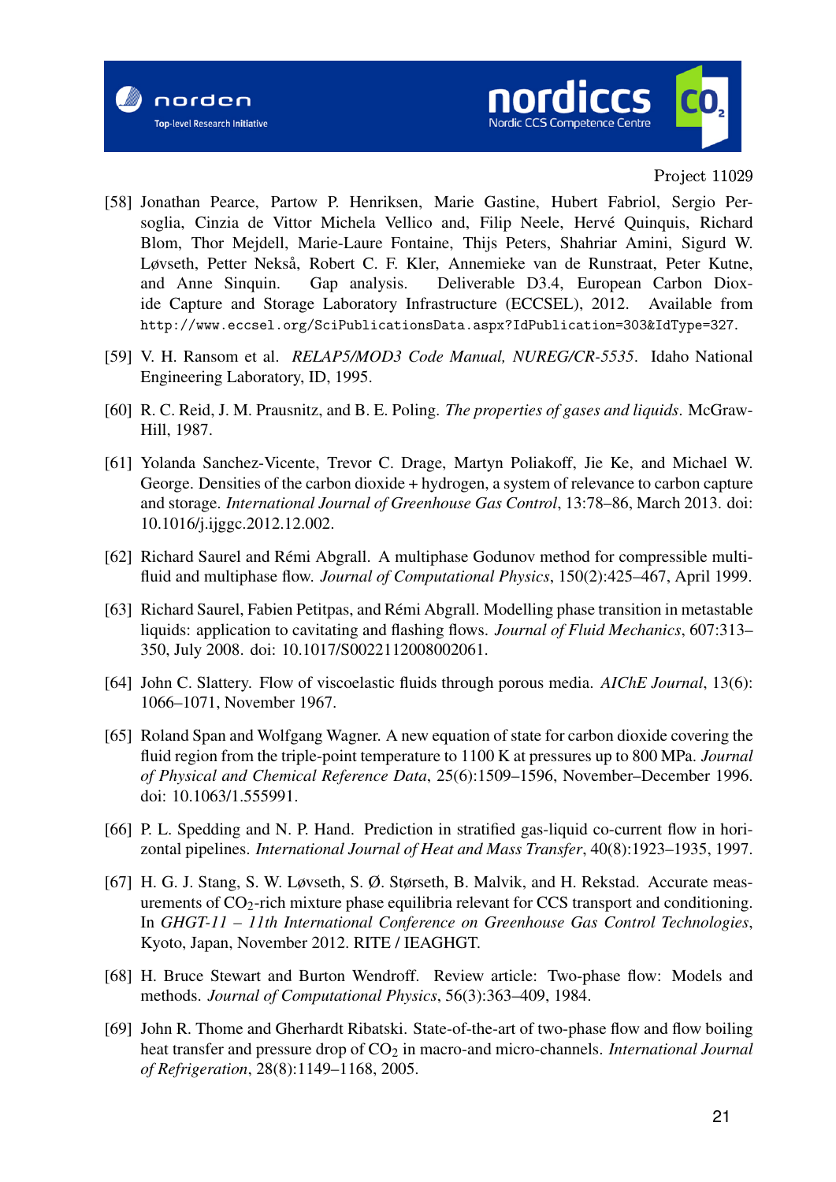[58] Jonathan Pearce, Partow P. Henriksen, Marie Gastine, Hubert Fabriol, Sergio Persoglia, Cinzia de Vittor Michela Vellico and, Filip Neele, Hervé Quinquis, Richard Blom, Thor Mejdell, Marie-Laure Fontaine, Thijs Peters, Shahriar Amini, Sigurd W. Løvseth, Petter Nekså, Robert C. F. Kler, Annemieke van de Runstraat, Peter Kutne, and Anne Sinquin. Gap analysis. Deliverable D3.4, European Carbon Dioxide Capture and Storage Laboratory Infrastructure (ECCSEL), 2012. Available from `http://www.eccsel.org/SciPublicationsData.aspx?IdPublication=303&IdType=327`.

[59] V. H. Ransom et al. *RELAP5/MOD3 Code Manual, NUREG/CR-5535*. Idaho National Engineering Laboratory, ID, 1995.

[60] R. C. Reid, J. M. Prausnitz, and B. E. Poling. *The properties of gases and liquids*. McGraw-Hill, 1987.

[61] Yolanda Sanchez-Vicente, Trevor C. Drage, Martyn Poliakoff, Jie Ke, and Michael W. George. Densities of the carbon dioxide + hydrogen, a system of relevance to carbon capture and storage. *International Journal of Greenhouse Gas Control*, 13:78–86, March 2013. doi: 10.1016/j.ijggc.2012.12.002.

[62] Richard Saurel and Rémi Abgrall. A multiphase Godunov method for compressible multifluid and multiphase flow. *Journal of Computational Physics*, 150(2):425–467, April 1999.

[63] Richard Saurel, Fabien Petitpas, and Rémi Abgrall. Modelling phase transition in metastable liquids: application to cavitating and flashing flows. *Journal of Fluid Mechanics*, 607:313–350, July 2008. doi: 10.1017/S0022112008002061.

[64] John C. Slattery. Flow of viscoelastic fluids through porous media. *AIChE Journal*, 13(6): 1066–1071, November 1967.

[65] Roland Span and Wolfgang Wagner. A new equation of state for carbon dioxide covering the fluid region from the triple-point temperature to 1100 K at pressures up to 800 MPa. *Journal of Physical and Chemical Reference Data*, 25(6):1509–1596, November–December 1996. doi: 10.1063/1.555991.

[66] P. L. Spedding and N. P. Hand. Prediction in stratified gas-liquid co-current flow in horizontal pipelines. *International Journal of Heat and Mass Transfer*, 40(8):1923–1935, 1997.

[67] H. G. J. Stang, S. W. Løvseth, S. Ø. Størseth, B. Malvik, and H. Rekstad. Accurate measurements of $CO_2$-rich mixture phase equilibria relevant for CCS transport and conditioning. In *GHGT-11 – 11th International Conference on Greenhouse Gas Control Technologies*, Kyoto, Japan, November 2012. RITE / IEAGHGT.

[68] H. Bruce Stewart and Burton Wendroff. Review article: Two-phase flow: Models and methods. *Journal of Computational Physics*, 56(3):363–409, 1984.

[69] John R. Thome and Gherhardt Ribatski. State-of-the-art of two-phase flow and flow boiling heat transfer and pressure drop of $CO_2$ in macro-and micro-channels. *International Journal of Refrigeration*, 28(8):1149–1168, 2005.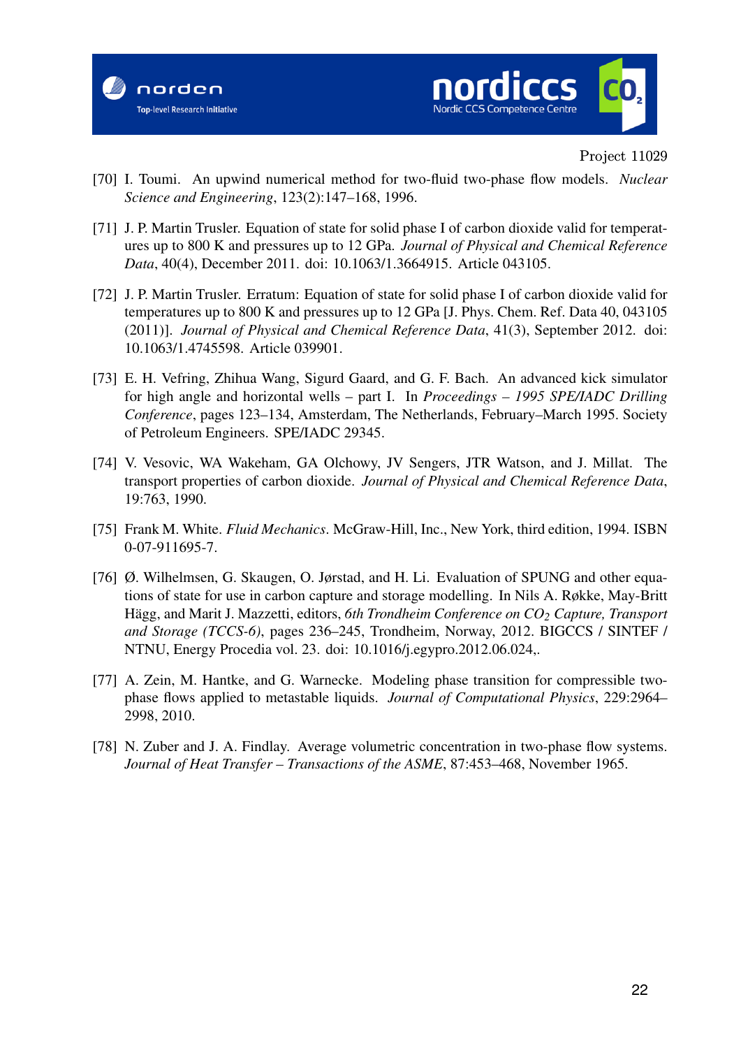[70] I. Toumi. An upwind numerical method for two-fluid two-phase flow models. *Nuclear Science and Engineering*, 123(2):147–168, 1996.

[71] J. P. Martin Trusler. Equation of state for solid phase I of carbon dioxide valid for temperatures up to 800 K and pressures up to 12 GPa. *Journal of Physical and Chemical Reference Data*, 40(4), December 2011. doi: 10.1063/1.3664915. Article 043105.

[72] J. P. Martin Trusler. Erratum: Equation of state for solid phase I of carbon dioxide valid for temperatures up to 800 K and pressures up to 12 GPa [J. Phys. Chem. Ref. Data 40, 043105 (2011)]. *Journal of Physical and Chemical Reference Data*, 41(3), September 2012. doi: 10.1063/1.4745598. Article 039901.

[73] E. H. Vefring, Zhihua Wang, Sigurd Gaard, and G. F. Bach. An advanced kick simulator for high angle and horizontal wells – part I. In *Proceedings – 1995 SPE/IADC Drilling Conference*, pages 123–134, Amsterdam, The Netherlands, February–March 1995. Society of Petroleum Engineers. SPE/IADC 29345.

[74] V. Vesovic, WA Wakeham, GA Olchowy, JV Sengers, JTR Watson, and J. Millat. The transport properties of carbon dioxide. *Journal of Physical and Chemical Reference Data*, 19:763, 1990.

[75] Frank M. White. *Fluid Mechanics*. McGraw-Hill, Inc., New York, third edition, 1994. ISBN 0-07-911695-7.

[76] Ø. Wilhelmsen, G. Skaugen, O. Jørstad, and H. Li. Evaluation of SPUNG and other equations of state for use in carbon capture and storage modelling. In Nils A. Røkke, May-Britt Hägg, and Marit J. Mazzetti, editors, *6th Trondheim Conference on $CO_2$ Capture, Transport and Storage (TCCS-6)*, pages 236–245, Trondheim, Norway, 2012. BIGCCS / SINTEF / NTNU, Energy Procedia vol. 23. doi: 10.1016/j.egypro.2012.06.024,.

[77] A. Zein, M. Hantke, and G. Warnecke. Modeling phase transition for compressible two-phase flows applied to metastable liquids. *Journal of Computational Physics*, 229:2964–2998, 2010.

[78] N. Zuber and J. A. Findlay. Average volumetric concentration in two-phase flow systems. *Journal of Heat Transfer – Transactions of the ASME*, 87:453–468, November 1965.